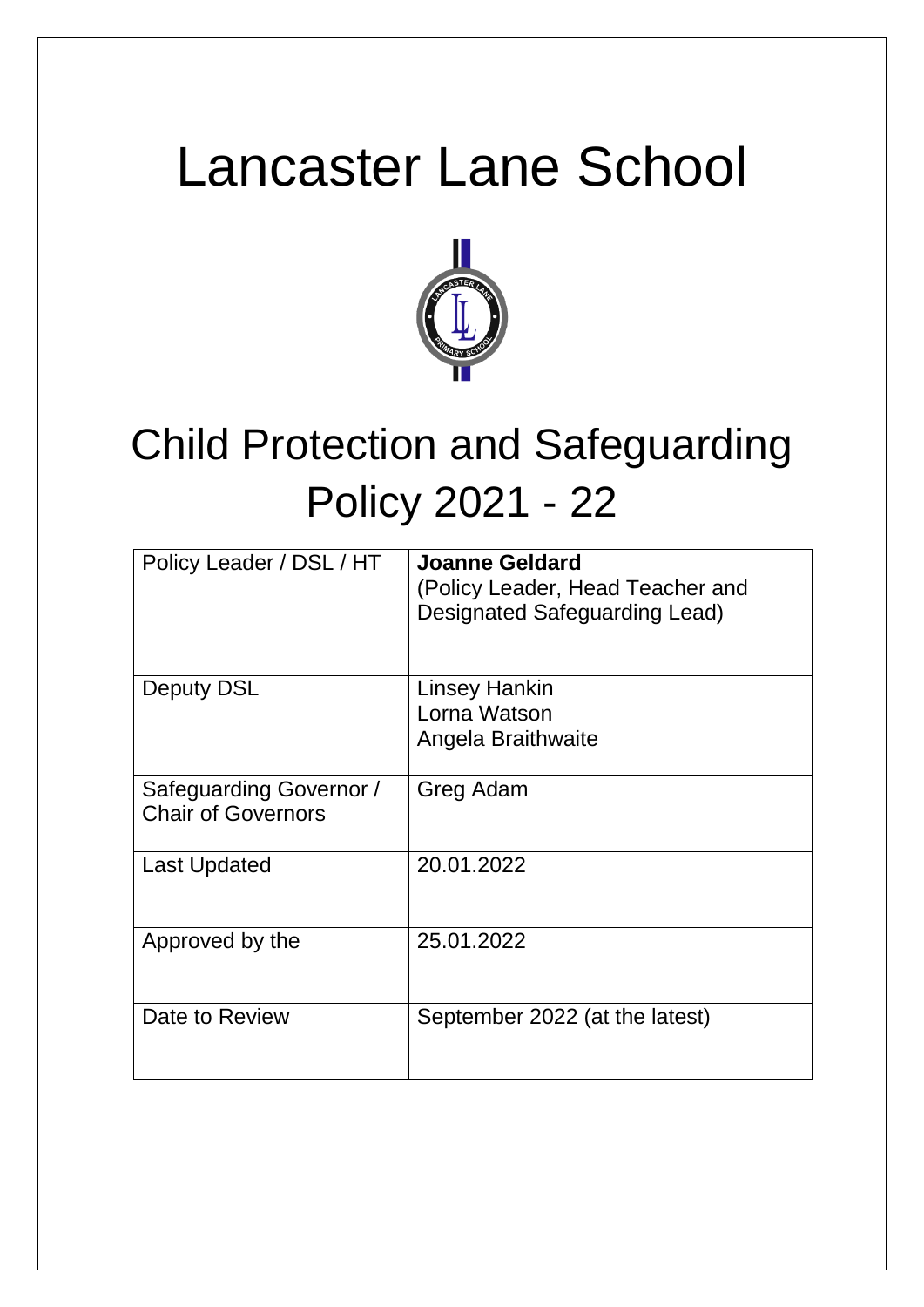# Lancaster Lane School

# Child Protection and Safeguarding Policy 2021 - 22

| Policy Leader / DSL / HT | **Joanne Geldard**<br>(Policy Leader, Head Teacher and Designated Safeguarding Lead) |
|---|---|
| Deputy DSL | Linsey Hankin<br>Lorna Watson<br>Angela Braithwaite |
| Safeguarding Governor / Chair of Governors | Greg Adam |
| Last Updated | 20.01.2022 |
| Approved by the | 25.01.2022 |
| Date to Review | September 2022 (at the latest) |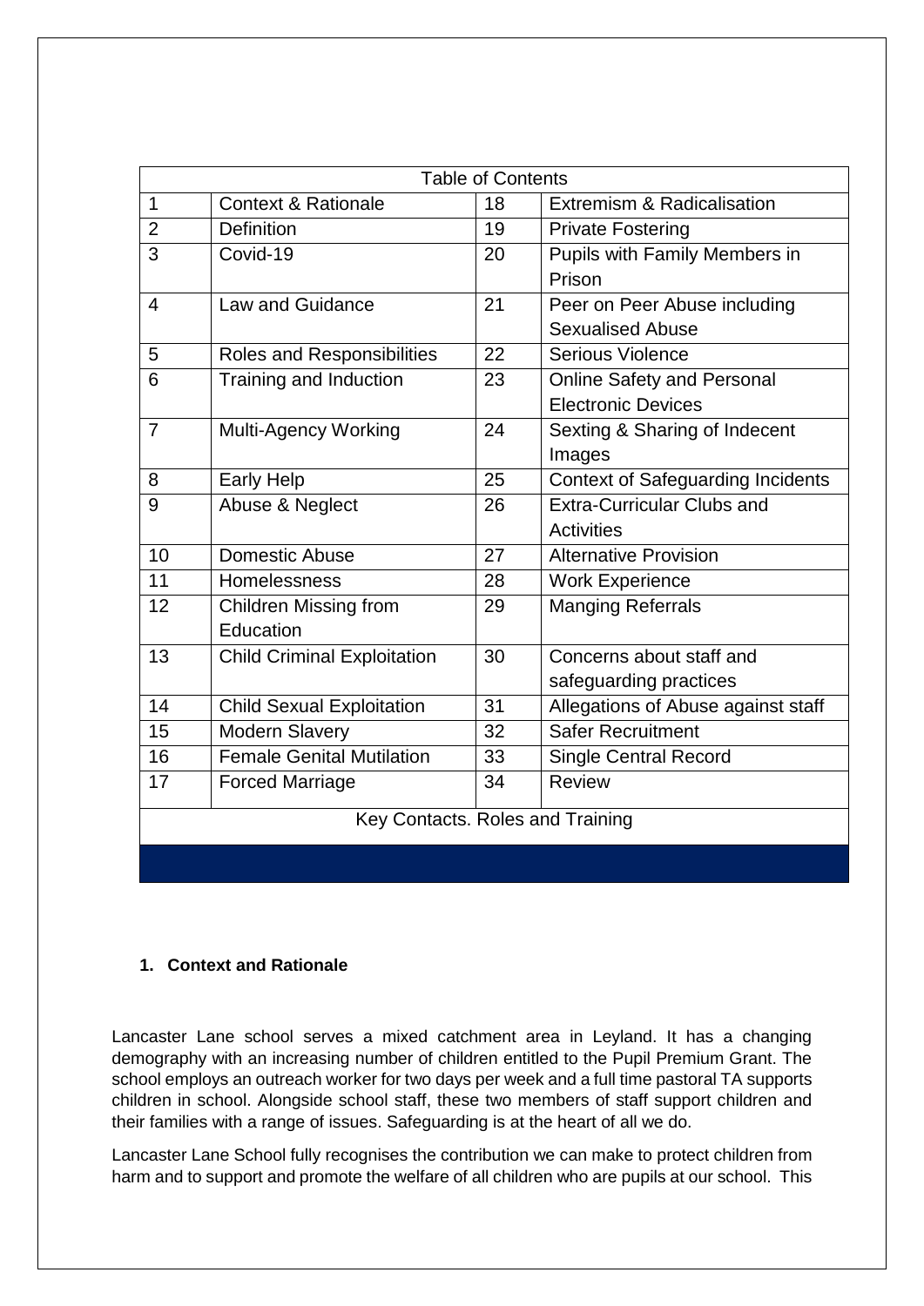| Table of Contents | | | |
|---|---|---|---|
| 1 | Context & Rationale | 18 | Extremism & Radicalisation |
| 2 | Definition | 19 | Private Fostering |
| 3 | Covid-19 | 20 | Pupils with Family Members in Prison |
| 4 | Law and Guidance | 21 | Peer on Peer Abuse including Sexualised Abuse |
| 5 | Roles and Responsibilities | 22 | Serious Violence |
| 6 | Training and Induction | 23 | Online Safety and Personal Electronic Devices |
| 7 | Multi-Agency Working | 24 | Sexting & Sharing of Indecent Images |
| 8 | Early Help | 25 | Context of Safeguarding Incidents |
| 9 | Abuse & Neglect | 26 | Extra-Curricular Clubs and Activities |
| 10 | Domestic Abuse | 27 | Alternative Provision |
| 11 | Homelessness | 28 | Work Experience |
| 12 | Children Missing from Education | 29 | Manging Referrals |
| 13 | Child Criminal Exploitation | 30 | Concerns about staff and safeguarding practices |
| 14 | Child Sexual Exploitation | 31 | Allegations of Abuse against staff |
| 15 | Modern Slavery | 32 | Safer Recruitment |
| 16 | Female Genital Mutilation | 33 | Single Central Record |
| 17 | Forced Marriage | 34 | Review |
| Key Contacts. Roles and Training | | | |

## 1. Context and Rationale

Lancaster Lane school serves a mixed catchment area in Leyland. It has a changing demography with an increasing number of children entitled to the Pupil Premium Grant. The school employs an outreach worker for two days per week and a full time pastoral TA supports children in school. Alongside school staff, these two members of staff support children and their families with a range of issues. Safeguarding is at the heart of all we do.

Lancaster Lane School fully recognises the contribution we can make to protect children from harm and to support and promote the welfare of all children who are pupils at our school. This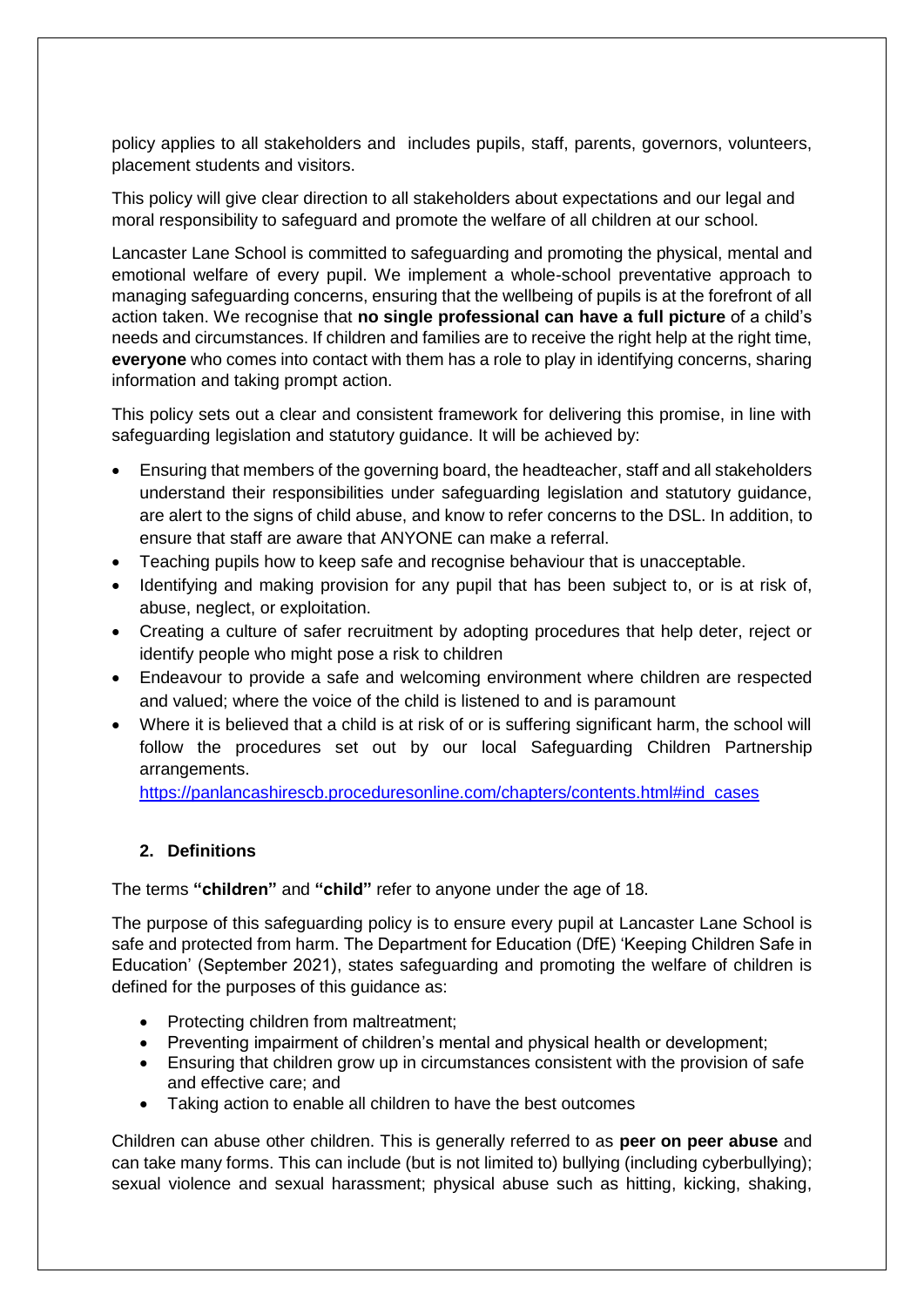policy applies to all stakeholders and includes pupils, staff, parents, governors, volunteers, placement students and visitors.

This policy will give clear direction to all stakeholders about expectations and our legal and moral responsibility to safeguard and promote the welfare of all children at our school.

Lancaster Lane School is committed to safeguarding and promoting the physical, mental and emotional welfare of every pupil. We implement a whole-school preventative approach to managing safeguarding concerns, ensuring that the wellbeing of pupils is at the forefront of all action taken. We recognise that **no single professional can have a full picture** of a child's needs and circumstances. If children and families are to receive the right help at the right time, **everyone** who comes into contact with them has a role to play in identifying concerns, sharing information and taking prompt action.

This policy sets out a clear and consistent framework for delivering this promise, in line with safeguarding legislation and statutory guidance. It will be achieved by:

- Ensuring that members of the governing board, the headteacher, staff and all stakeholders understand their responsibilities under safeguarding legislation and statutory guidance, are alert to the signs of child abuse, and know to refer concerns to the DSL. In addition, to ensure that staff are aware that ANYONE can make a referral.
- Teaching pupils how to keep safe and recognise behaviour that is unacceptable.
- Identifying and making provision for any pupil that has been subject to, or is at risk of, abuse, neglect, or exploitation.
- Creating a culture of safer recruitment by adopting procedures that help deter, reject or identify people who might pose a risk to children
- Endeavour to provide a safe and welcoming environment where children are respected and valued; where the voice of the child is listened to and is paramount
- Where it is believed that a child is at risk of or is suffering significant harm, the school will follow the procedures set out by our local Safeguarding Children Partnership arrangements. https://panlancashirescb.proceduresonline.com/chapters/contents.html#ind_cases

## 2. Definitions

The terms **"children"** and **"child"** refer to anyone under the age of 18.

The purpose of this safeguarding policy is to ensure every pupil at Lancaster Lane School is safe and protected from harm. The Department for Education (DfE) 'Keeping Children Safe in Education' (September 2021), states safeguarding and promoting the welfare of children is defined for the purposes of this guidance as:

- Protecting children from maltreatment;
- Preventing impairment of children's mental and physical health or development;
- Ensuring that children grow up in circumstances consistent with the provision of safe and effective care; and
- Taking action to enable all children to have the best outcomes

Children can abuse other children. This is generally referred to as **peer on peer abuse** and can take many forms. This can include (but is not limited to) bullying (including cyberbullying); sexual violence and sexual harassment; physical abuse such as hitting, kicking, shaking,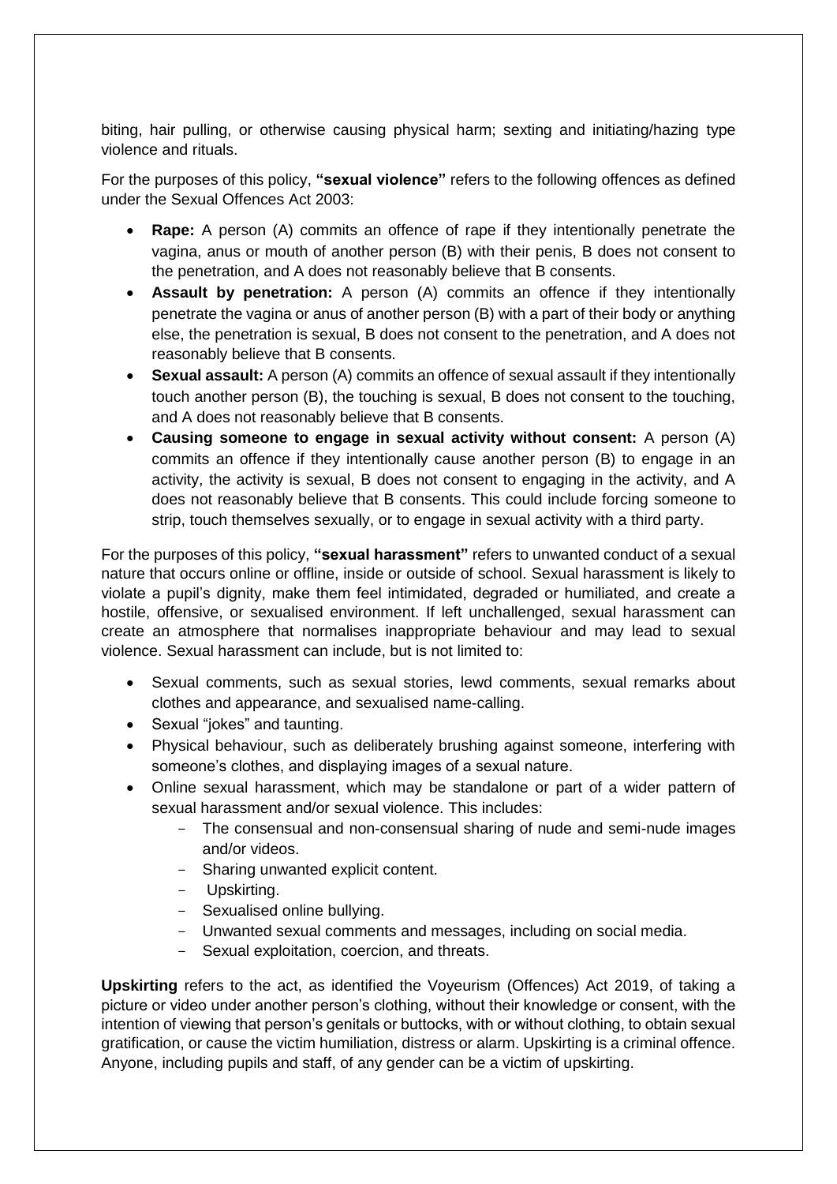biting, hair pulling, or otherwise causing physical harm; sexting and initiating/hazing type violence and rituals.

For the purposes of this policy, **"sexual violence"** refers to the following offences as defined under the Sexual Offences Act 2003:

- **Rape:** A person (A) commits an offence of rape if they intentionally penetrate the vagina, anus or mouth of another person (B) with their penis, B does not consent to the penetration, and A does not reasonably believe that B consents.
- **Assault by penetration:** A person (A) commits an offence if they intentionally penetrate the vagina or anus of another person (B) with a part of their body or anything else, the penetration is sexual, B does not consent to the penetration, and A does not reasonably believe that B consents.
- **Sexual assault:** A person (A) commits an offence of sexual assault if they intentionally touch another person (B), the touching is sexual, B does not consent to the touching, and A does not reasonably believe that B consents.
- **Causing someone to engage in sexual activity without consent:** A person (A) commits an offence if they intentionally cause another person (B) to engage in an activity, the activity is sexual, B does not consent to engaging in the activity, and A does not reasonably believe that B consents. This could include forcing someone to strip, touch themselves sexually, or to engage in sexual activity with a third party.

For the purposes of this policy, **"sexual harassment"** refers to unwanted conduct of a sexual nature that occurs online or offline, inside or outside of school. Sexual harassment is likely to violate a pupil's dignity, make them feel intimidated, degraded or humiliated, and create a hostile, offensive, or sexualised environment. If left unchallenged, sexual harassment can create an atmosphere that normalises inappropriate behaviour and may lead to sexual violence. Sexual harassment can include, but is not limited to:

- Sexual comments, such as sexual stories, lewd comments, sexual remarks about clothes and appearance, and sexualised name-calling.
- Sexual "jokes" and taunting.
- Physical behaviour, such as deliberately brushing against someone, interfering with someone's clothes, and displaying images of a sexual nature.
- Online sexual harassment, which may be standalone or part of a wider pattern of sexual harassment and/or sexual violence. This includes:
  - The consensual and non-consensual sharing of nude and semi-nude images and/or videos.
  - Sharing unwanted explicit content.
  - Upskirting.
  - Sexualised online bullying.
  - Unwanted sexual comments and messages, including on social media.
  - Sexual exploitation, coercion, and threats.

**Upskirting** refers to the act, as identified the Voyeurism (Offences) Act 2019, of taking a picture or video under another person's clothing, without their knowledge or consent, with the intention of viewing that person's genitals or buttocks, with or without clothing, to obtain sexual gratification, or cause the victim humiliation, distress or alarm. Upskirting is a criminal offence. Anyone, including pupils and staff, of any gender can be a victim of upskirting.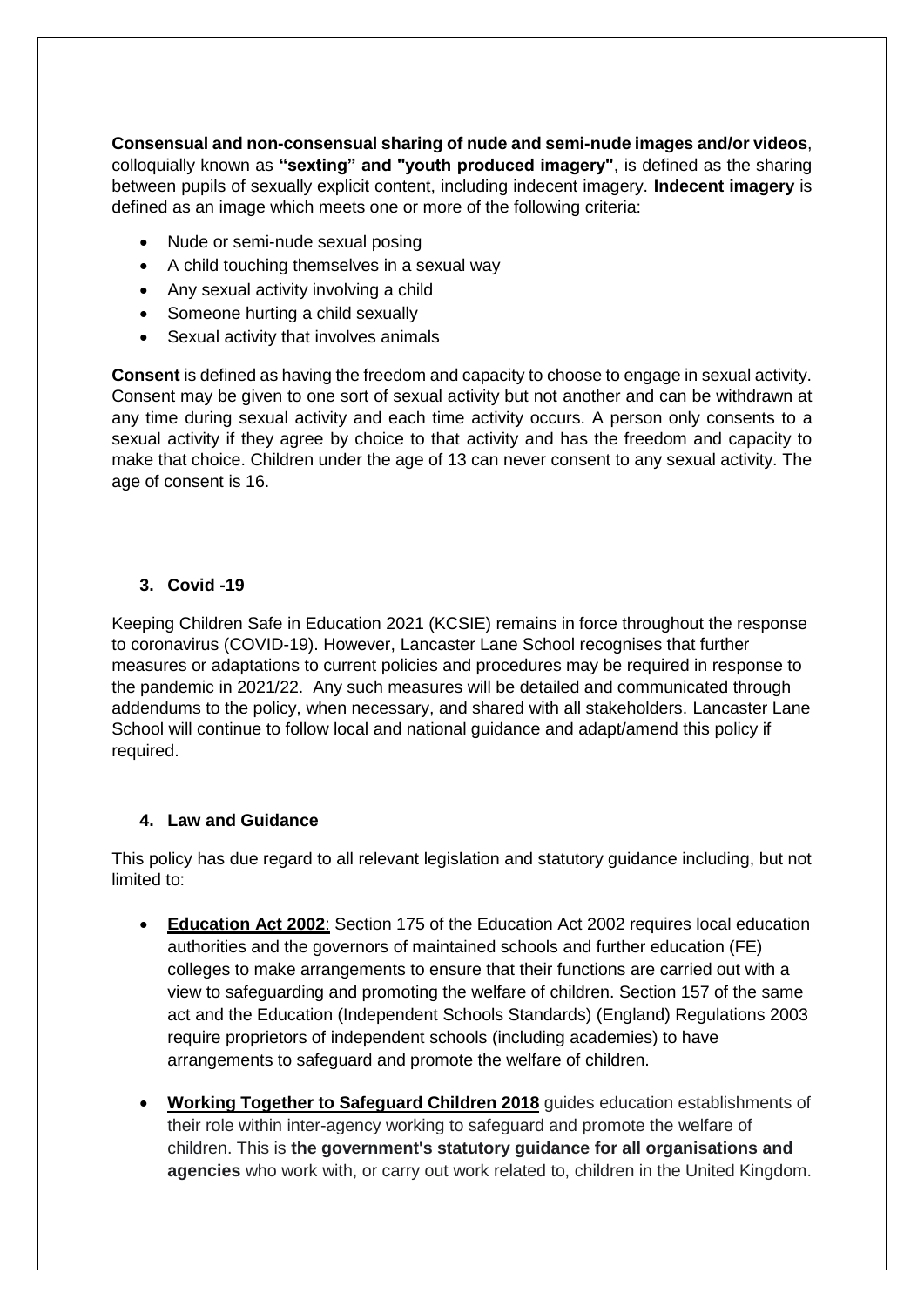**Consensual and non-consensual sharing of nude and semi-nude images and/or videos**, colloquially known as **"sexting" and "youth produced imagery"**, is defined as the sharing between pupils of sexually explicit content, including indecent imagery. **Indecent imagery** is defined as an image which meets one or more of the following criteria:

- Nude or semi-nude sexual posing
- A child touching themselves in a sexual way
- Any sexual activity involving a child
- Someone hurting a child sexually
- Sexual activity that involves animals

**Consent** is defined as having the freedom and capacity to choose to engage in sexual activity. Consent may be given to one sort of sexual activity but not another and can be withdrawn at any time during sexual activity and each time activity occurs. A person only consents to a sexual activity if they agree by choice to that activity and has the freedom and capacity to make that choice. Children under the age of 13 can never consent to any sexual activity. The age of consent is 16.

### 3. Covid -19

Keeping Children Safe in Education 2021 (KCSIE) remains in force throughout the response to coronavirus (COVID-19). However, Lancaster Lane School recognises that further measures or adaptations to current policies and procedures may be required in response to the pandemic in 2021/22. Any such measures will be detailed and communicated through addendums to the policy, when necessary, and shared with all stakeholders. Lancaster Lane School will continue to follow local and national guidance and adapt/amend this policy if required.

### 4. Law and Guidance

This policy has due regard to all relevant legislation and statutory guidance including, but not limited to:

- **Education Act 2002**: Section 175 of the Education Act 2002 requires local education authorities and the governors of maintained schools and further education (FE) colleges to make arrangements to ensure that their functions are carried out with a view to safeguarding and promoting the welfare of children. Section 157 of the same act and the Education (Independent Schools Standards) (England) Regulations 2003 require proprietors of independent schools (including academies) to have arrangements to safeguard and promote the welfare of children.

- **Working Together to Safeguard Children 2018** guides education establishments of their role within inter-agency working to safeguard and promote the welfare of children. This is **the government's statutory guidance for all organisations and agencies** who work with, or carry out work related to, children in the United Kingdom.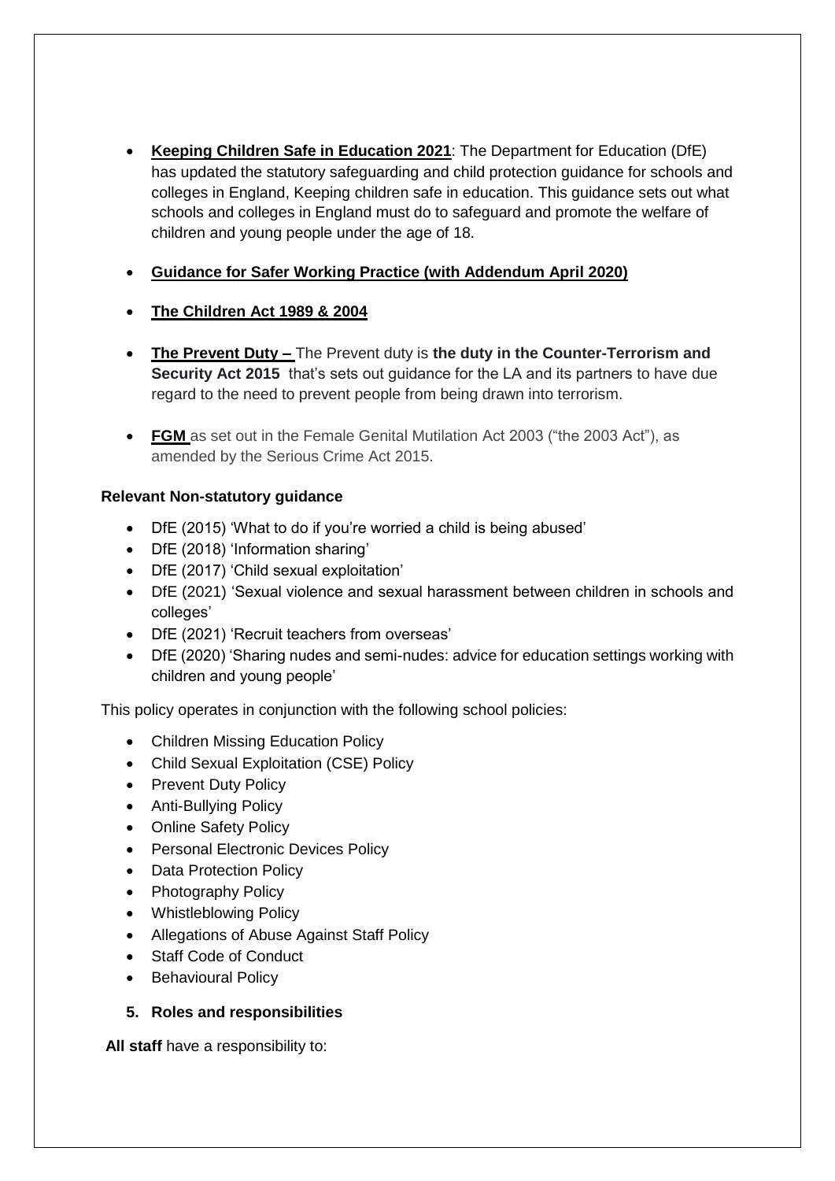- **Keeping Children Safe in Education 2021**: The Department for Education (DfE) has updated the statutory safeguarding and child protection guidance for schools and colleges in England, Keeping children safe in education. This guidance sets out what schools and colleges in England must do to safeguard and promote the welfare of children and young people under the age of 18.

- **Guidance for Safer Working Practice (with Addendum April 2020)**

- **The Children Act 1989 & 2004**

- **The Prevent Duty –** The Prevent duty is **the duty in the Counter-Terrorism and Security Act 2015** that's sets out guidance for the LA and its partners to have due regard to the need to prevent people from being drawn into terrorism.

- **FGM** as set out in the Female Genital Mutilation Act 2003 ("the 2003 Act"), as amended by the Serious Crime Act 2015.

**Relevant Non-statutory guidance**

- DfE (2015) 'What to do if you're worried a child is being abused'
- DfE (2018) 'Information sharing'
- DfE (2017) 'Child sexual exploitation'
- DfE (2021) 'Sexual violence and sexual harassment between children in schools and colleges'
- DfE (2021) 'Recruit teachers from overseas'
- DfE (2020) 'Sharing nudes and semi-nudes: advice for education settings working with children and young people'

This policy operates in conjunction with the following school policies:

- Children Missing Education Policy
- Child Sexual Exploitation (CSE) Policy
- Prevent Duty Policy
- Anti-Bullying Policy
- Online Safety Policy
- Personal Electronic Devices Policy
- Data Protection Policy
- Photography Policy
- Whistleblowing Policy
- Allegations of Abuse Against Staff Policy
- Staff Code of Conduct
- Behavioural Policy

**5. Roles and responsibilities**

**All staff** have a responsibility to: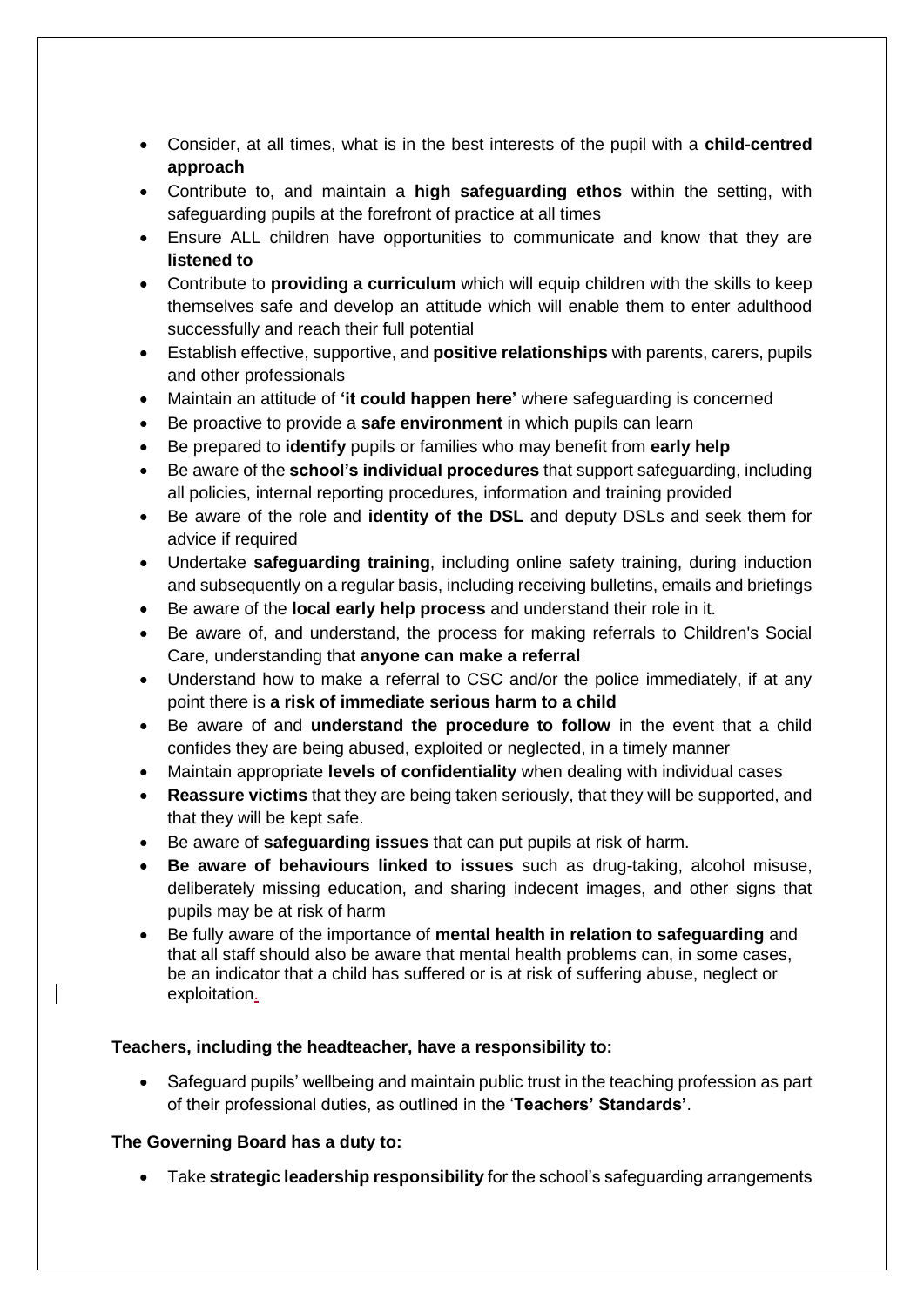- Consider, at all times, what is in the best interests of the pupil with a **child-centred approach**
- Contribute to, and maintain a **high safeguarding ethos** within the setting, with safeguarding pupils at the forefront of practice at all times
- Ensure ALL children have opportunities to communicate and know that they are **listened to**
- Contribute to **providing a curriculum** which will equip children with the skills to keep themselves safe and develop an attitude which will enable them to enter adulthood successfully and reach their full potential
- Establish effective, supportive, and **positive relationships** with parents, carers, pupils and other professionals
- Maintain an attitude of **'it could happen here'** where safeguarding is concerned
- Be proactive to provide a **safe environment** in which pupils can learn
- Be prepared to **identify** pupils or families who may benefit from **early help**
- Be aware of the **school's individual procedures** that support safeguarding, including all policies, internal reporting procedures, information and training provided
- Be aware of the role and **identity of the DSL** and deputy DSLs and seek them for advice if required
- Undertake **safeguarding training**, including online safety training, during induction and subsequently on a regular basis, including receiving bulletins, emails and briefings
- Be aware of the **local early help process** and understand their role in it.
- Be aware of, and understand, the process for making referrals to Children's Social Care, understanding that **anyone can make a referral**
- Understand how to make a referral to CSC and/or the police immediately, if at any point there is **a risk of immediate serious harm to a child**
- Be aware of and **understand the procedure to follow** in the event that a child confides they are being abused, exploited or neglected, in a timely manner
- Maintain appropriate **levels of confidentiality** when dealing with individual cases
- **Reassure victims** that they are being taken seriously, that they will be supported, and that they will be kept safe.
- Be aware of **safeguarding issues** that can put pupils at risk of harm.
- **Be aware of behaviours linked to issues** such as drug-taking, alcohol misuse, deliberately missing education, and sharing indecent images, and other signs that pupils may be at risk of harm
- Be fully aware of the importance of **mental health in relation to safeguarding** and that all staff should also be aware that mental health problems can, in some cases, be an indicator that a child has suffered or is at risk of suffering abuse, neglect or exploitation.

**Teachers, including the headteacher, have a responsibility to:**

- Safeguard pupils' wellbeing and maintain public trust in the teaching profession as part of their professional duties, as outlined in the '**Teachers' Standards'**.

**The Governing Board has a duty to:**

- Take **strategic leadership responsibility** for the school's safeguarding arrangements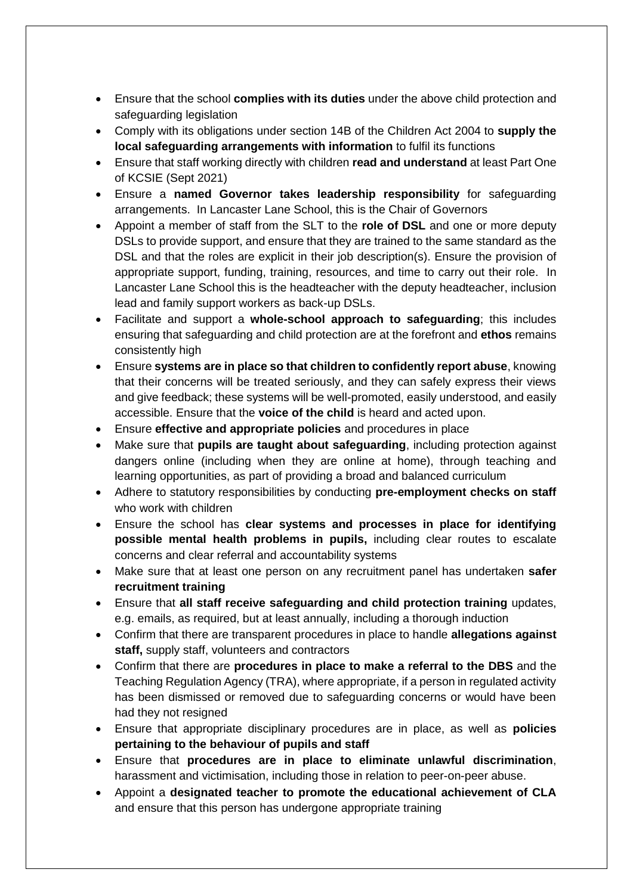- Ensure that the school **complies with its duties** under the above child protection and safeguarding legislation
- Comply with its obligations under section 14B of the Children Act 2004 to **supply the local safeguarding arrangements with information** to fulfil its functions
- Ensure that staff working directly with children **read and understand** at least Part One of KCSIE (Sept 2021)
- Ensure a **named Governor takes leadership responsibility** for safeguarding arrangements. In Lancaster Lane School, this is the Chair of Governors
- Appoint a member of staff from the SLT to the **role of DSL** and one or more deputy DSLs to provide support, and ensure that they are trained to the same standard as the DSL and that the roles are explicit in their job description(s). Ensure the provision of appropriate support, funding, training, resources, and time to carry out their role. In Lancaster Lane School this is the headteacher with the deputy headteacher, inclusion lead and family support workers as back-up DSLs.
- Facilitate and support a **whole-school approach to safeguarding**; this includes ensuring that safeguarding and child protection are at the forefront and **ethos** remains consistently high
- Ensure **systems are in place so that children to confidently report abuse**, knowing that their concerns will be treated seriously, and they can safely express their views and give feedback; these systems will be well-promoted, easily understood, and easily accessible. Ensure that the **voice of the child** is heard and acted upon.
- Ensure **effective and appropriate policies** and procedures in place
- Make sure that **pupils are taught about safeguarding**, including protection against dangers online (including when they are online at home), through teaching and learning opportunities, as part of providing a broad and balanced curriculum
- Adhere to statutory responsibilities by conducting **pre-employment checks on staff** who work with children
- Ensure the school has **clear systems and processes in place for identifying possible mental health problems in pupils,** including clear routes to escalate concerns and clear referral and accountability systems
- Make sure that at least one person on any recruitment panel has undertaken **safer recruitment training**
- Ensure that **all staff receive safeguarding and child protection training** updates, e.g. emails, as required, but at least annually, including a thorough induction
- Confirm that there are transparent procedures in place to handle **allegations against staff,** supply staff, volunteers and contractors
- Confirm that there are **procedures in place to make a referral to the DBS** and the Teaching Regulation Agency (TRA), where appropriate, if a person in regulated activity has been dismissed or removed due to safeguarding concerns or would have been had they not resigned
- Ensure that appropriate disciplinary procedures are in place, as well as **policies pertaining to the behaviour of pupils and staff**
- Ensure that **procedures are in place to eliminate unlawful discrimination**, harassment and victimisation, including those in relation to peer-on-peer abuse.
- Appoint a **designated teacher to promote the educational achievement of CLA** and ensure that this person has undergone appropriate training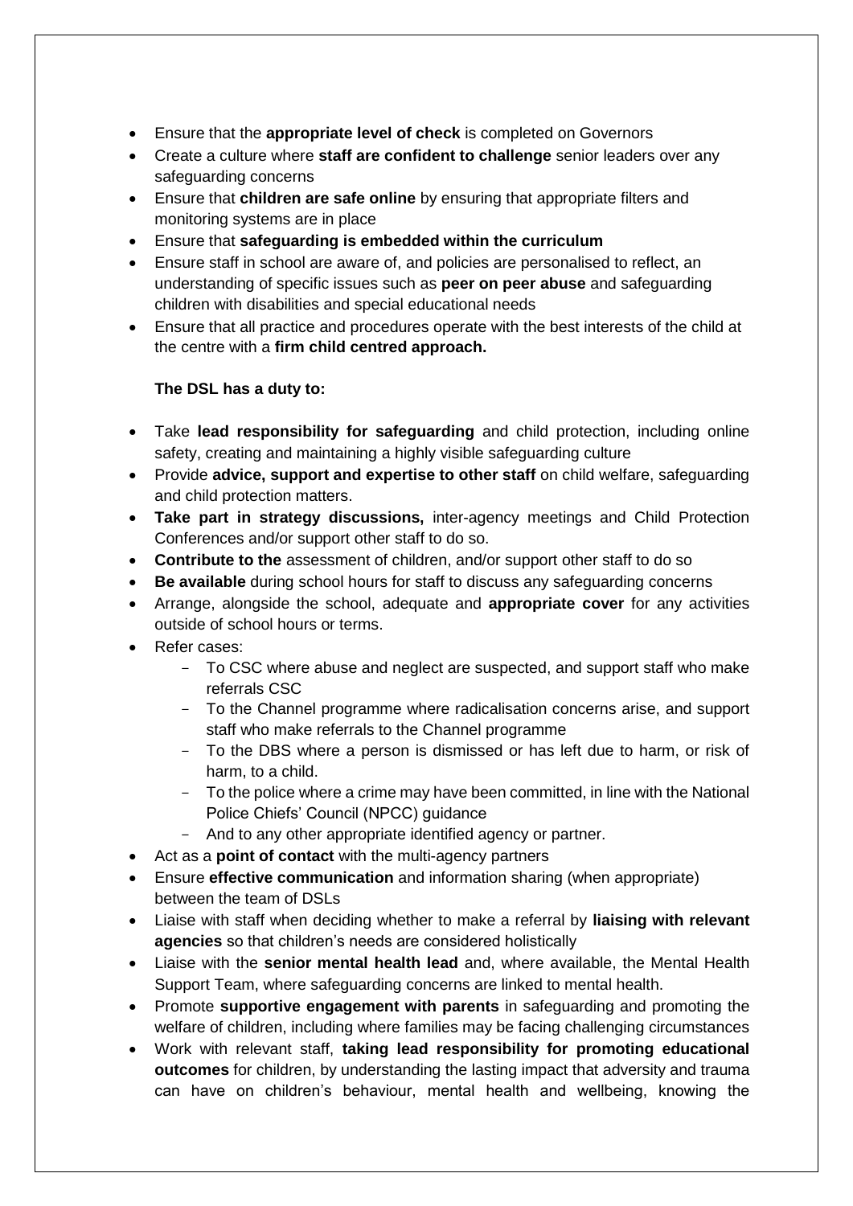- Ensure that the **appropriate level of check** is completed on Governors
- Create a culture where **staff are confident to challenge** senior leaders over any safeguarding concerns
- Ensure that **children are safe online** by ensuring that appropriate filters and monitoring systems are in place
- Ensure that **safeguarding is embedded within the curriculum**
- Ensure staff in school are aware of, and policies are personalised to reflect, an understanding of specific issues such as **peer on peer abuse** and safeguarding children with disabilities and special educational needs
- Ensure that all practice and procedures operate with the best interests of the child at the centre with a **firm child centred approach.**

**The DSL has a duty to:**

- Take **lead responsibility for safeguarding** and child protection, including online safety, creating and maintaining a highly visible safeguarding culture
- Provide **advice, support and expertise to other staff** on child welfare, safeguarding and child protection matters.
- **Take part in strategy discussions,** inter-agency meetings and Child Protection Conferences and/or support other staff to do so.
- **Contribute to the** assessment of children, and/or support other staff to do so
- **Be available** during school hours for staff to discuss any safeguarding concerns
- Arrange, alongside the school, adequate and **appropriate cover** for any activities outside of school hours or terms.
- Refer cases:
  - To CSC where abuse and neglect are suspected, and support staff who make referrals CSC
  - To the Channel programme where radicalisation concerns arise, and support staff who make referrals to the Channel programme
  - To the DBS where a person is dismissed or has left due to harm, or risk of harm, to a child.
  - To the police where a crime may have been committed, in line with the National Police Chiefs' Council (NPCC) guidance
  - And to any other appropriate identified agency or partner.
- Act as a **point of contact** with the multi-agency partners
- Ensure **effective communication** and information sharing (when appropriate) between the team of DSLs
- Liaise with staff when deciding whether to make a referral by **liaising with relevant agencies** so that children's needs are considered holistically
- Liaise with the **senior mental health lead** and, where available, the Mental Health Support Team, where safeguarding concerns are linked to mental health.
- Promote **supportive engagement with parents** in safeguarding and promoting the welfare of children, including where families may be facing challenging circumstances
- Work with relevant staff, **taking lead responsibility for promoting educational outcomes** for children, by understanding the lasting impact that adversity and trauma can have on children's behaviour, mental health and wellbeing, knowing the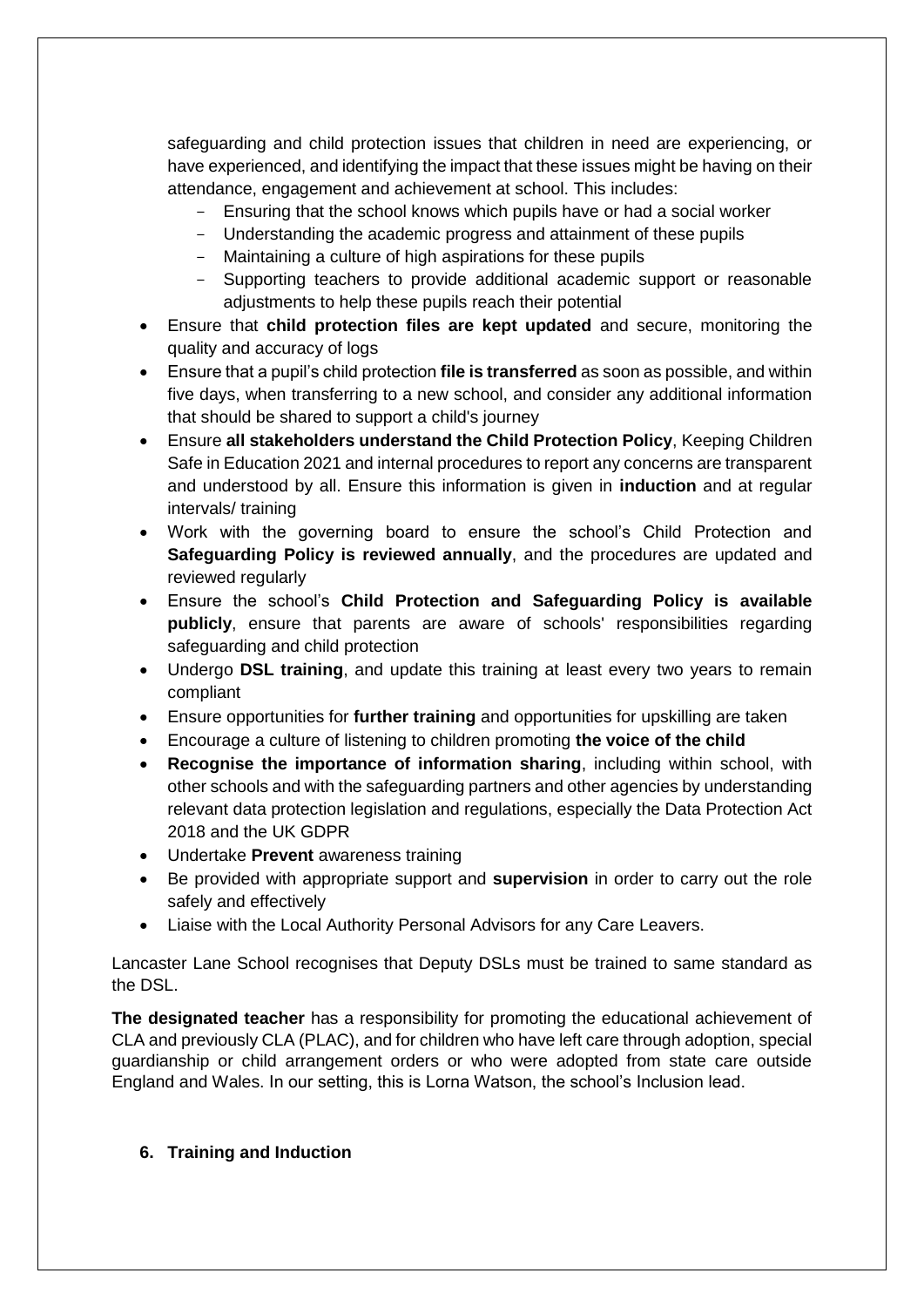safeguarding and child protection issues that children in need are experiencing, or have experienced, and identifying the impact that these issues might be having on their attendance, engagement and achievement at school. This includes:

- Ensuring that the school knows which pupils have or had a social worker
- Understanding the academic progress and attainment of these pupils
- Maintaining a culture of high aspirations for these pupils
- Supporting teachers to provide additional academic support or reasonable adjustments to help these pupils reach their potential

- Ensure that **child protection files are kept updated** and secure, monitoring the quality and accuracy of logs
- Ensure that a pupil's child protection **file is transferred** as soon as possible, and within five days, when transferring to a new school, and consider any additional information that should be shared to support a child's journey
- Ensure **all stakeholders understand the Child Protection Policy**, Keeping Children Safe in Education 2021 and internal procedures to report any concerns are transparent and understood by all. Ensure this information is given in **induction** and at regular intervals/ training
- Work with the governing board to ensure the school's Child Protection and **Safeguarding Policy is reviewed annually**, and the procedures are updated and reviewed regularly
- Ensure the school's **Child Protection and Safeguarding Policy is available publicly**, ensure that parents are aware of schools' responsibilities regarding safeguarding and child protection
- Undergo **DSL training**, and update this training at least every two years to remain compliant
- Ensure opportunities for **further training** and opportunities for upskilling are taken
- Encourage a culture of listening to children promoting **the voice of the child**
- **Recognise the importance of information sharing**, including within school, with other schools and with the safeguarding partners and other agencies by understanding relevant data protection legislation and regulations, especially the Data Protection Act 2018 and the UK GDPR
- Undertake **Prevent** awareness training
- Be provided with appropriate support and **supervision** in order to carry out the role safely and effectively
- Liaise with the Local Authority Personal Advisors for any Care Leavers.

Lancaster Lane School recognises that Deputy DSLs must be trained to same standard as the DSL.

**The designated teacher** has a responsibility for promoting the educational achievement of CLA and previously CLA (PLAC), and for children who have left care through adoption, special guardianship or child arrangement orders or who were adopted from state care outside England and Wales. In our setting, this is Lorna Watson, the school's Inclusion lead.

## 6. Training and Induction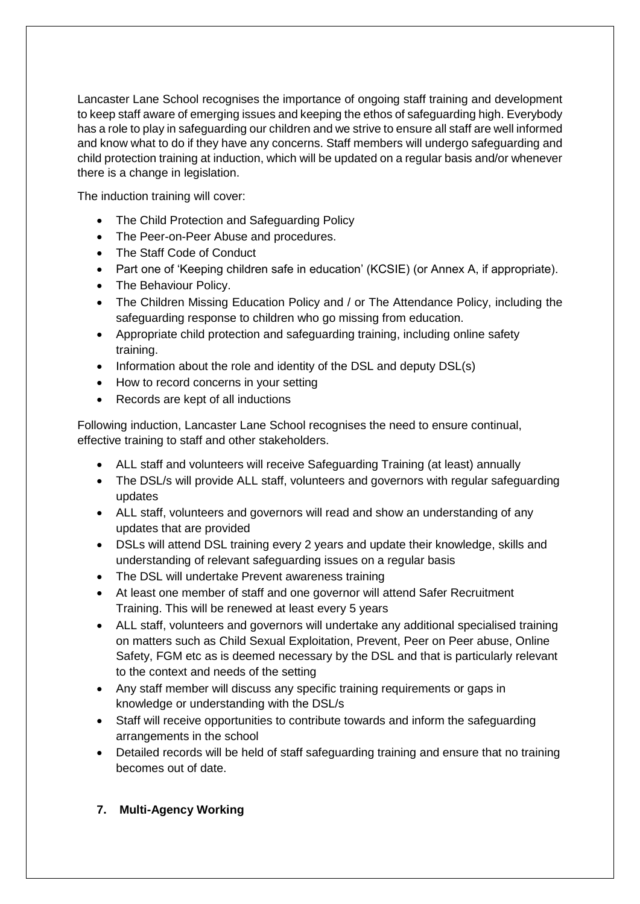Lancaster Lane School recognises the importance of ongoing staff training and development to keep staff aware of emerging issues and keeping the ethos of safeguarding high. Everybody has a role to play in safeguarding our children and we strive to ensure all staff are well informed and know what to do if they have any concerns. Staff members will undergo safeguarding and child protection training at induction, which will be updated on a regular basis and/or whenever there is a change in legislation.

The induction training will cover:

- The Child Protection and Safeguarding Policy
- The Peer-on-Peer Abuse and procedures.
- The Staff Code of Conduct
- Part one of 'Keeping children safe in education' (KCSIE) (or Annex A, if appropriate).
- The Behaviour Policy.
- The Children Missing Education Policy and / or The Attendance Policy, including the safeguarding response to children who go missing from education.
- Appropriate child protection and safeguarding training, including online safety training.
- Information about the role and identity of the DSL and deputy DSL(s)
- How to record concerns in your setting
- Records are kept of all inductions

Following induction, Lancaster Lane School recognises the need to ensure continual, effective training to staff and other stakeholders.

- ALL staff and volunteers will receive Safeguarding Training (at least) annually
- The DSL/s will provide ALL staff, volunteers and governors with regular safeguarding updates
- ALL staff, volunteers and governors will read and show an understanding of any updates that are provided
- DSLs will attend DSL training every 2 years and update their knowledge, skills and understanding of relevant safeguarding issues on a regular basis
- The DSL will undertake Prevent awareness training
- At least one member of staff and one governor will attend Safer Recruitment Training. This will be renewed at least every 5 years
- ALL staff, volunteers and governors will undertake any additional specialised training on matters such as Child Sexual Exploitation, Prevent, Peer on Peer abuse, Online Safety, FGM etc as is deemed necessary by the DSL and that is particularly relevant to the context and needs of the setting
- Any staff member will discuss any specific training requirements or gaps in knowledge or understanding with the DSL/s
- Staff will receive opportunities to contribute towards and inform the safeguarding arrangements in the school
- Detailed records will be held of staff safeguarding training and ensure that no training becomes out of date.

## 7. Multi-Agency Working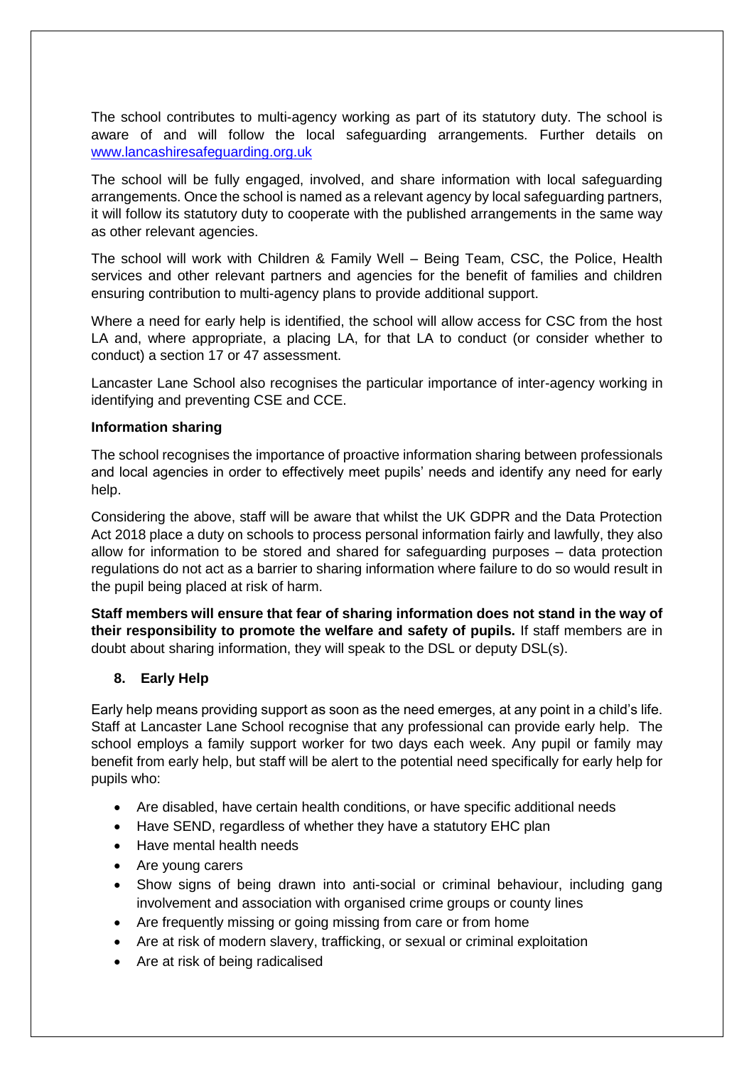The school contributes to multi-agency working as part of its statutory duty. The school is aware of and will follow the local safeguarding arrangements. Further details on www.lancashiresafeguarding.org.uk

The school will be fully engaged, involved, and share information with local safeguarding arrangements. Once the school is named as a relevant agency by local safeguarding partners, it will follow its statutory duty to cooperate with the published arrangements in the same way as other relevant agencies.

The school will work with Children & Family Well – Being Team, CSC, the Police, Health services and other relevant partners and agencies for the benefit of families and children ensuring contribution to multi-agency plans to provide additional support.

Where a need for early help is identified, the school will allow access for CSC from the host LA and, where appropriate, a placing LA, for that LA to conduct (or consider whether to conduct) a section 17 or 47 assessment.

Lancaster Lane School also recognises the particular importance of inter-agency working in identifying and preventing CSE and CCE.

**Information sharing**

The school recognises the importance of proactive information sharing between professionals and local agencies in order to effectively meet pupils' needs and identify any need for early help.

Considering the above, staff will be aware that whilst the UK GDPR and the Data Protection Act 2018 place a duty on schools to process personal information fairly and lawfully, they also allow for information to be stored and shared for safeguarding purposes – data protection regulations do not act as a barrier to sharing information where failure to do so would result in the pupil being placed at risk of harm.

**Staff members will ensure that fear of sharing information does not stand in the way of their responsibility to promote the welfare and safety of pupils.** If staff members are in doubt about sharing information, they will speak to the DSL or deputy DSL(s).

## 8. Early Help

Early help means providing support as soon as the need emerges, at any point in a child's life. Staff at Lancaster Lane School recognise that any professional can provide early help. The school employs a family support worker for two days each week. Any pupil or family may benefit from early help, but staff will be alert to the potential need specifically for early help for pupils who:

- Are disabled, have certain health conditions, or have specific additional needs
- Have SEND, regardless of whether they have a statutory EHC plan
- Have mental health needs
- Are young carers
- Show signs of being drawn into anti-social or criminal behaviour, including gang involvement and association with organised crime groups or county lines
- Are frequently missing or going missing from care or from home
- Are at risk of modern slavery, trafficking, or sexual or criminal exploitation
- Are at risk of being radicalised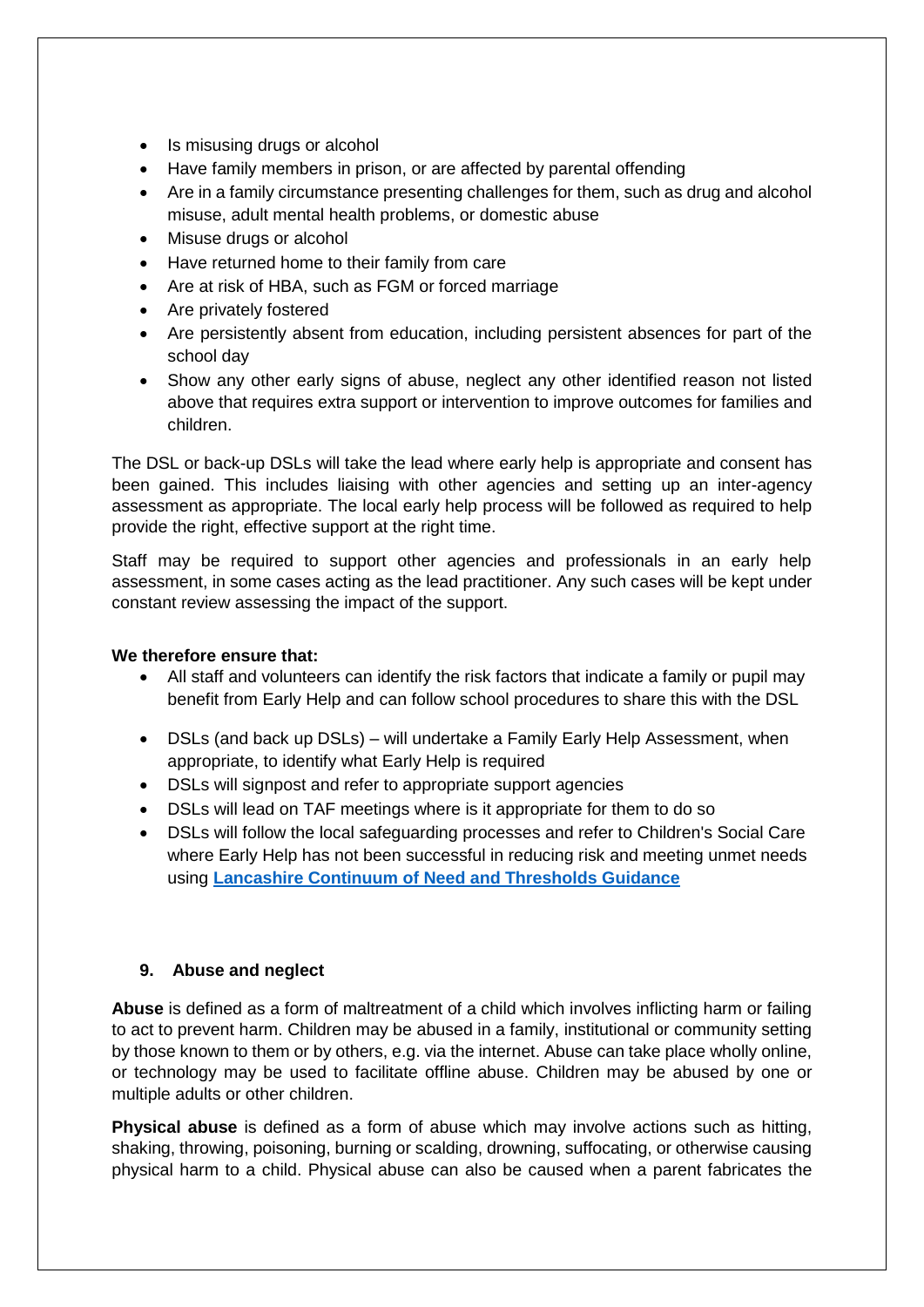- Is misusing drugs or alcohol
- Have family members in prison, or are affected by parental offending
- Are in a family circumstance presenting challenges for them, such as drug and alcohol misuse, adult mental health problems, or domestic abuse
- Misuse drugs or alcohol
- Have returned home to their family from care
- Are at risk of HBA, such as FGM or forced marriage
- Are privately fostered
- Are persistently absent from education, including persistent absences for part of the school day
- Show any other early signs of abuse, neglect any other identified reason not listed above that requires extra support or intervention to improve outcomes for families and children.

The DSL or back-up DSLs will take the lead where early help is appropriate and consent has been gained. This includes liaising with other agencies and setting up an inter-agency assessment as appropriate. The local early help process will be followed as required to help provide the right, effective support at the right time.

Staff may be required to support other agencies and professionals in an early help assessment, in some cases acting as the lead practitioner. Any such cases will be kept under constant review assessing the impact of the support.

**We therefore ensure that:**

- All staff and volunteers can identify the risk factors that indicate a family or pupil may benefit from Early Help and can follow school procedures to share this with the DSL
- DSLs (and back up DSLs) – will undertake a Family Early Help Assessment, when appropriate, to identify what Early Help is required
- DSLs will signpost and refer to appropriate support agencies
- DSLs will lead on TAF meetings where is it appropriate for them to do so
- DSLs will follow the local safeguarding processes and refer to Children's Social Care where Early Help has not been successful in reducing risk and meeting unmet needs using **Lancashire Continuum of Need and Thresholds Guidance**

## 9. Abuse and neglect

**Abuse** is defined as a form of maltreatment of a child which involves inflicting harm or failing to act to prevent harm. Children may be abused in a family, institutional or community setting by those known to them or by others, e.g. via the internet. Abuse can take place wholly online, or technology may be used to facilitate offline abuse. Children may be abused by one or multiple adults or other children.

**Physical abuse** is defined as a form of abuse which may involve actions such as hitting, shaking, throwing, poisoning, burning or scalding, drowning, suffocating, or otherwise causing physical harm to a child. Physical abuse can also be caused when a parent fabricates the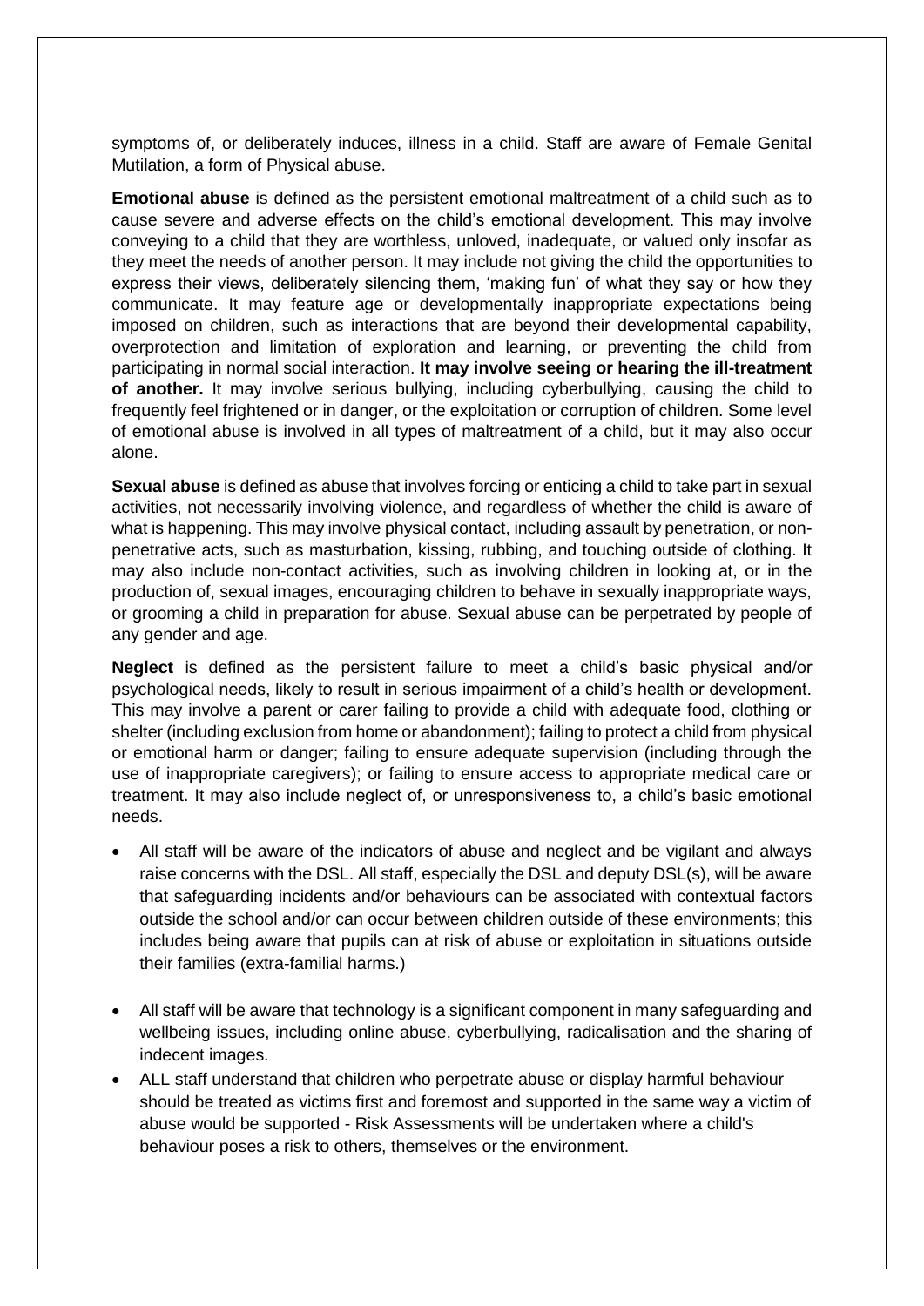symptoms of, or deliberately induces, illness in a child. Staff are aware of Female Genital Mutilation, a form of Physical abuse.

**Emotional abuse** is defined as the persistent emotional maltreatment of a child such as to cause severe and adverse effects on the child's emotional development. This may involve conveying to a child that they are worthless, unloved, inadequate, or valued only insofar as they meet the needs of another person. It may include not giving the child the opportunities to express their views, deliberately silencing them, 'making fun' of what they say or how they communicate. It may feature age or developmentally inappropriate expectations being imposed on children, such as interactions that are beyond their developmental capability, overprotection and limitation of exploration and learning, or preventing the child from participating in normal social interaction. **It may involve seeing or hearing the ill-treatment of another.** It may involve serious bullying, including cyberbullying, causing the child to frequently feel frightened or in danger, or the exploitation or corruption of children. Some level of emotional abuse is involved in all types of maltreatment of a child, but it may also occur alone.

**Sexual abuse** is defined as abuse that involves forcing or enticing a child to take part in sexual activities, not necessarily involving violence, and regardless of whether the child is aware of what is happening. This may involve physical contact, including assault by penetration, or non-penetrative acts, such as masturbation, kissing, rubbing, and touching outside of clothing. It may also include non-contact activities, such as involving children in looking at, or in the production of, sexual images, encouraging children to behave in sexually inappropriate ways, or grooming a child in preparation for abuse. Sexual abuse can be perpetrated by people of any gender and age.

**Neglect** is defined as the persistent failure to meet a child's basic physical and/or psychological needs, likely to result in serious impairment of a child's health or development. This may involve a parent or carer failing to provide a child with adequate food, clothing or shelter (including exclusion from home or abandonment); failing to protect a child from physical or emotional harm or danger; failing to ensure adequate supervision (including through the use of inappropriate caregivers); or failing to ensure access to appropriate medical care or treatment. It may also include neglect of, or unresponsiveness to, a child's basic emotional needs.

- All staff will be aware of the indicators of abuse and neglect and be vigilant and always raise concerns with the DSL. All staff, especially the DSL and deputy DSL(s), will be aware that safeguarding incidents and/or behaviours can be associated with contextual factors outside the school and/or can occur between children outside of these environments; this includes being aware that pupils can at risk of abuse or exploitation in situations outside their families (extra-familial harms.)
- All staff will be aware that technology is a significant component in many safeguarding and wellbeing issues, including online abuse, cyberbullying, radicalisation and the sharing of indecent images.
- ALL staff understand that children who perpetrate abuse or display harmful behaviour should be treated as victims first and foremost and supported in the same way a victim of abuse would be supported - Risk Assessments will be undertaken where a child's behaviour poses a risk to others, themselves or the environment.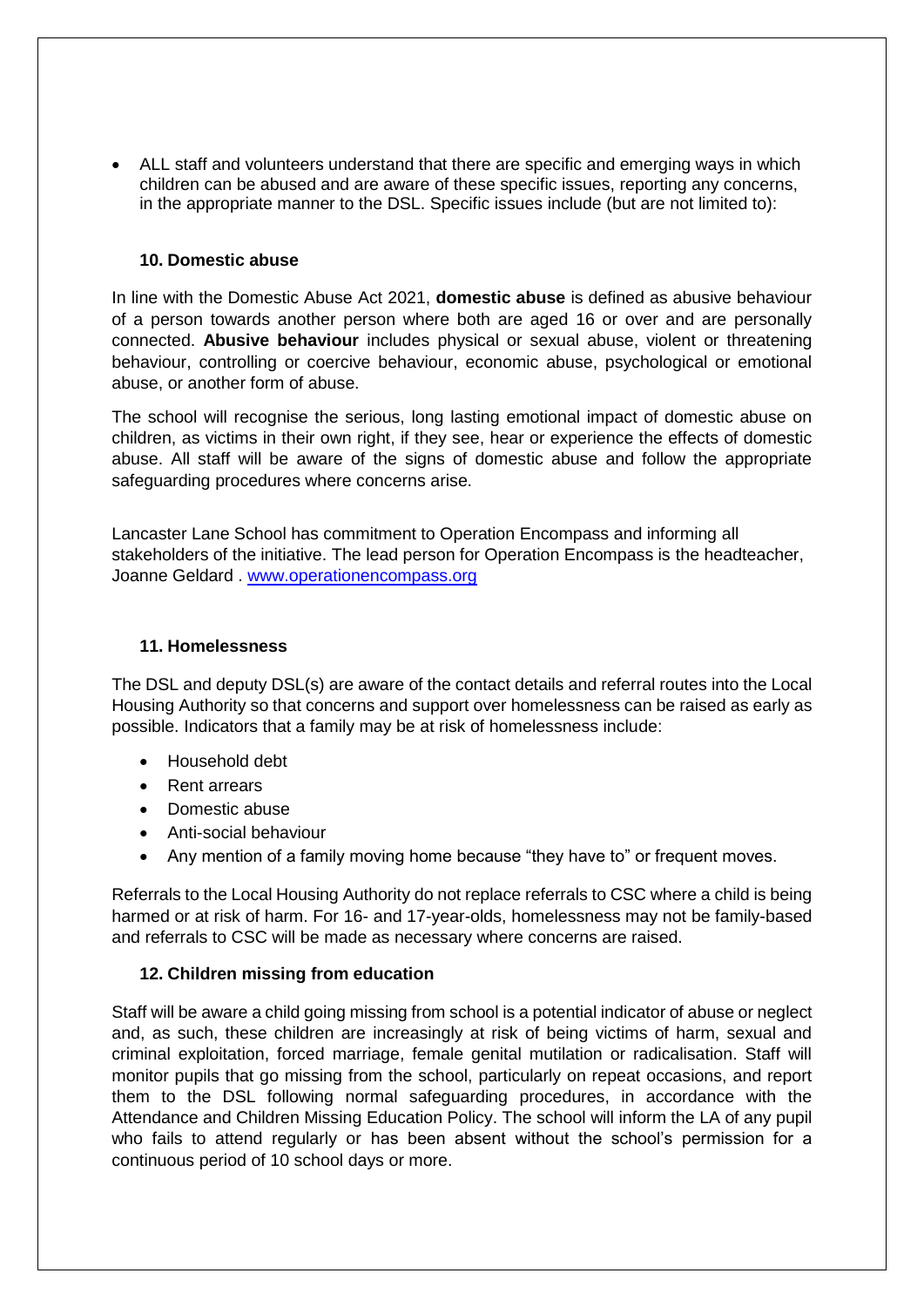- ALL staff and volunteers understand that there are specific and emerging ways in which children can be abused and are aware of these specific issues, reporting any concerns, in the appropriate manner to the DSL. Specific issues include (but are not limited to):

### 10. Domestic abuse

In line with the Domestic Abuse Act 2021, **domestic abuse** is defined as abusive behaviour of a person towards another person where both are aged 16 or over and are personally connected. **Abusive behaviour** includes physical or sexual abuse, violent or threatening behaviour, controlling or coercive behaviour, economic abuse, psychological or emotional abuse, or another form of abuse.

The school will recognise the serious, long lasting emotional impact of domestic abuse on children, as victims in their own right, if they see, hear or experience the effects of domestic abuse. All staff will be aware of the signs of domestic abuse and follow the appropriate safeguarding procedures where concerns arise.

Lancaster Lane School has commitment to Operation Encompass and informing all stakeholders of the initiative. The lead person for Operation Encompass is the headteacher, Joanne Geldard . [www.operationencompass.org](www.operationencompass.org)

### 11. Homelessness

The DSL and deputy DSL(s) are aware of the contact details and referral routes into the Local Housing Authority so that concerns and support over homelessness can be raised as early as possible. Indicators that a family may be at risk of homelessness include:

- Household debt
- Rent arrears
- Domestic abuse
- Anti-social behaviour
- Any mention of a family moving home because "they have to" or frequent moves.

Referrals to the Local Housing Authority do not replace referrals to CSC where a child is being harmed or at risk of harm. For 16- and 17-year-olds, homelessness may not be family-based and referrals to CSC will be made as necessary where concerns are raised.

### 12. Children missing from education

Staff will be aware a child going missing from school is a potential indicator of abuse or neglect and, as such, these children are increasingly at risk of being victims of harm, sexual and criminal exploitation, forced marriage, female genital mutilation or radicalisation. Staff will monitor pupils that go missing from the school, particularly on repeat occasions, and report them to the DSL following normal safeguarding procedures, in accordance with the Attendance and Children Missing Education Policy. The school will inform the LA of any pupil who fails to attend regularly or has been absent without the school's permission for a continuous period of 10 school days or more.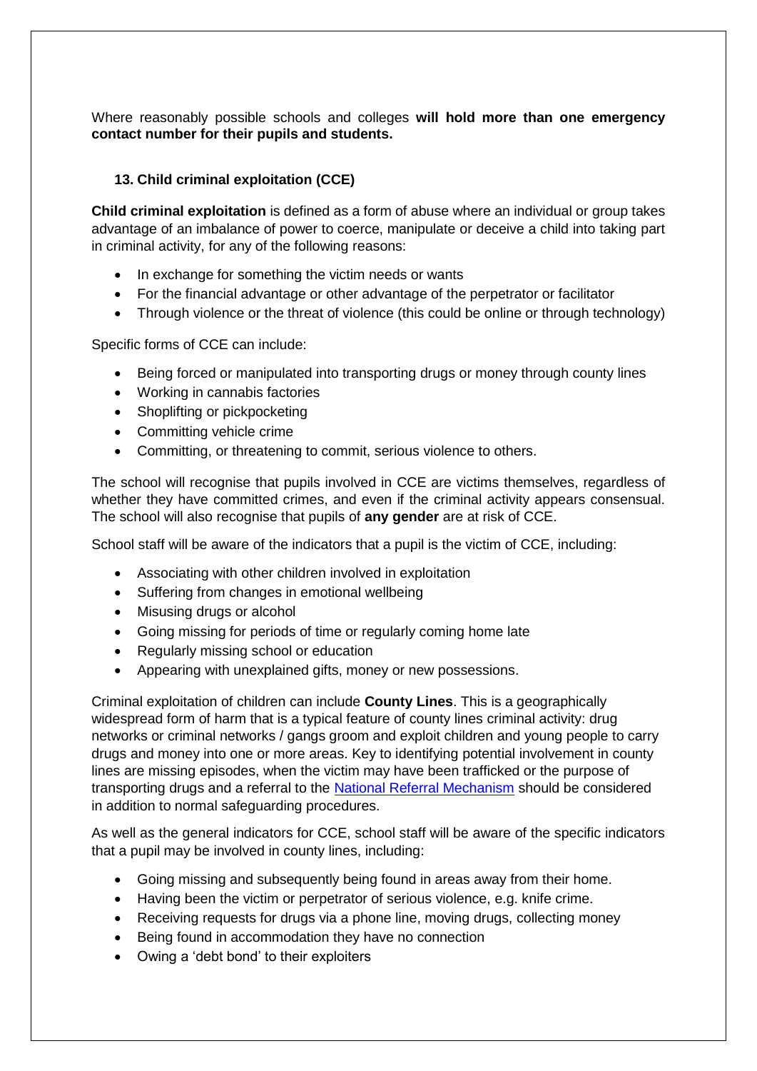Where reasonably possible schools and colleges **will hold more than one emergency contact number for their pupils and students.**

### 13. Child criminal exploitation (CCE)

**Child criminal exploitation** is defined as a form of abuse where an individual or group takes advantage of an imbalance of power to coerce, manipulate or deceive a child into taking part in criminal activity, for any of the following reasons:

- In exchange for something the victim needs or wants
- For the financial advantage or other advantage of the perpetrator or facilitator
- Through violence or the threat of violence (this could be online or through technology)

Specific forms of CCE can include:

- Being forced or manipulated into transporting drugs or money through county lines
- Working in cannabis factories
- Shoplifting or pickpocketing
- Committing vehicle crime
- Committing, or threatening to commit, serious violence to others.

The school will recognise that pupils involved in CCE are victims themselves, regardless of whether they have committed crimes, and even if the criminal activity appears consensual. The school will also recognise that pupils of **any gender** are at risk of CCE.

School staff will be aware of the indicators that a pupil is the victim of CCE, including:

- Associating with other children involved in exploitation
- Suffering from changes in emotional wellbeing
- Misusing drugs or alcohol
- Going missing for periods of time or regularly coming home late
- Regularly missing school or education
- Appearing with unexplained gifts, money or new possessions.

Criminal exploitation of children can include **County Lines**. This is a geographically widespread form of harm that is a typical feature of county lines criminal activity: drug networks or criminal networks / gangs groom and exploit children and young people to carry drugs and money into one or more areas. Key to identifying potential involvement in county lines are missing episodes, when the victim may have been trafficked or the purpose of transporting drugs and a referral to the National Referral Mechanism should be considered in addition to normal safeguarding procedures.

As well as the general indicators for CCE, school staff will be aware of the specific indicators that a pupil may be involved in county lines, including:

- Going missing and subsequently being found in areas away from their home.
- Having been the victim or perpetrator of serious violence, e.g. knife crime.
- Receiving requests for drugs via a phone line, moving drugs, collecting money
- Being found in accommodation they have no connection
- Owing a 'debt bond' to their exploiters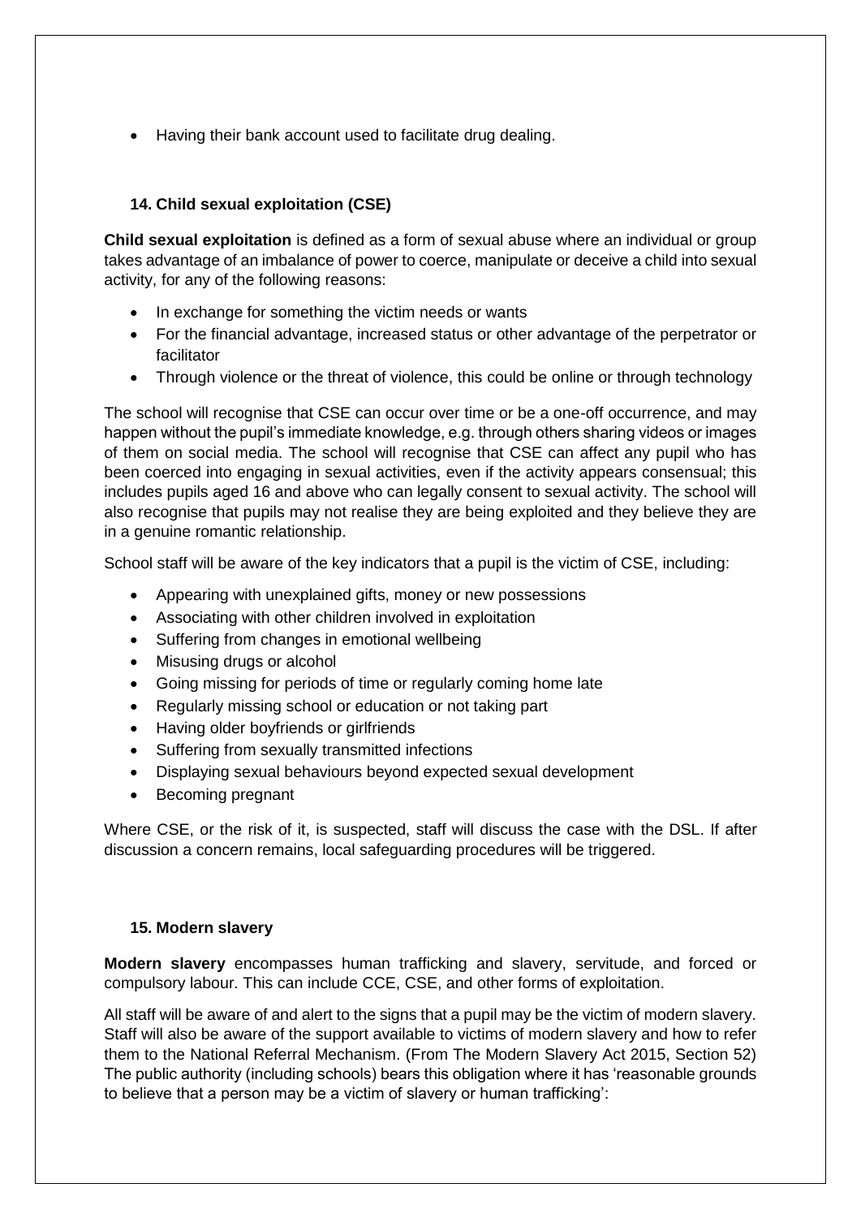- Having their bank account used to facilitate drug dealing.

### 14. Child sexual exploitation (CSE)

**Child sexual exploitation** is defined as a form of sexual abuse where an individual or group takes advantage of an imbalance of power to coerce, manipulate or deceive a child into sexual activity, for any of the following reasons:

- In exchange for something the victim needs or wants
- For the financial advantage, increased status or other advantage of the perpetrator or facilitator
- Through violence or the threat of violence, this could be online or through technology

The school will recognise that CSE can occur over time or be a one-off occurrence, and may happen without the pupil's immediate knowledge, e.g. through others sharing videos or images of them on social media. The school will recognise that CSE can affect any pupil who has been coerced into engaging in sexual activities, even if the activity appears consensual; this includes pupils aged 16 and above who can legally consent to sexual activity. The school will also recognise that pupils may not realise they are being exploited and they believe they are in a genuine romantic relationship.

School staff will be aware of the key indicators that a pupil is the victim of CSE, including:

- Appearing with unexplained gifts, money or new possessions
- Associating with other children involved in exploitation
- Suffering from changes in emotional wellbeing
- Misusing drugs or alcohol
- Going missing for periods of time or regularly coming home late
- Regularly missing school or education or not taking part
- Having older boyfriends or girlfriends
- Suffering from sexually transmitted infections
- Displaying sexual behaviours beyond expected sexual development
- Becoming pregnant

Where CSE, or the risk of it, is suspected, staff will discuss the case with the DSL. If after discussion a concern remains, local safeguarding procedures will be triggered.

### 15. Modern slavery

**Modern slavery** encompasses human trafficking and slavery, servitude, and forced or compulsory labour. This can include CCE, CSE, and other forms of exploitation.

All staff will be aware of and alert to the signs that a pupil may be the victim of modern slavery. Staff will also be aware of the support available to victims of modern slavery and how to refer them to the National Referral Mechanism. (From The Modern Slavery Act 2015, Section 52) The public authority (including schools) bears this obligation where it has 'reasonable grounds to believe that a person may be a victim of slavery or human trafficking':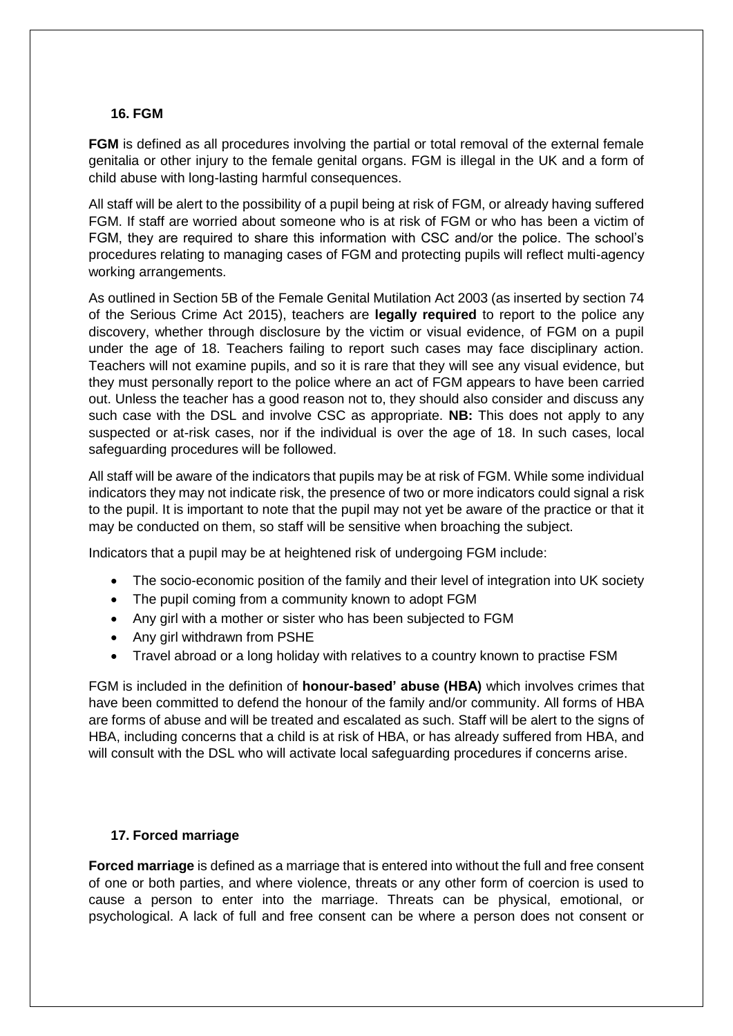### 16. FGM

**FGM** is defined as all procedures involving the partial or total removal of the external female genitalia or other injury to the female genital organs. FGM is illegal in the UK and a form of child abuse with long-lasting harmful consequences.

All staff will be alert to the possibility of a pupil being at risk of FGM, or already having suffered FGM. If staff are worried about someone who is at risk of FGM or who has been a victim of FGM, they are required to share this information with CSC and/or the police. The school's procedures relating to managing cases of FGM and protecting pupils will reflect multi-agency working arrangements.

As outlined in Section 5B of the Female Genital Mutilation Act 2003 (as inserted by section 74 of the Serious Crime Act 2015), teachers are **legally required** to report to the police any discovery, whether through disclosure by the victim or visual evidence, of FGM on a pupil under the age of 18. Teachers failing to report such cases may face disciplinary action. Teachers will not examine pupils, and so it is rare that they will see any visual evidence, but they must personally report to the police where an act of FGM appears to have been carried out. Unless the teacher has a good reason not to, they should also consider and discuss any such case with the DSL and involve CSC as appropriate. **NB:** This does not apply to any suspected or at-risk cases, nor if the individual is over the age of 18. In such cases, local safeguarding procedures will be followed.

All staff will be aware of the indicators that pupils may be at risk of FGM. While some individual indicators they may not indicate risk, the presence of two or more indicators could signal a risk to the pupil. It is important to note that the pupil may not yet be aware of the practice or that it may be conducted on them, so staff will be sensitive when broaching the subject.

Indicators that a pupil may be at heightened risk of undergoing FGM include:

- The socio-economic position of the family and their level of integration into UK society
- The pupil coming from a community known to adopt FGM
- Any girl with a mother or sister who has been subjected to FGM
- Any girl withdrawn from PSHE
- Travel abroad or a long holiday with relatives to a country known to practise FSM

FGM is included in the definition of **honour-based' abuse (HBA)** which involves crimes that have been committed to defend the honour of the family and/or community. All forms of HBA are forms of abuse and will be treated and escalated as such. Staff will be alert to the signs of HBA, including concerns that a child is at risk of HBA, or has already suffered from HBA, and will consult with the DSL who will activate local safeguarding procedures if concerns arise.

### 17. Forced marriage

**Forced marriage** is defined as a marriage that is entered into without the full and free consent of one or both parties, and where violence, threats or any other form of coercion is used to cause a person to enter into the marriage. Threats can be physical, emotional, or psychological. A lack of full and free consent can be where a person does not consent or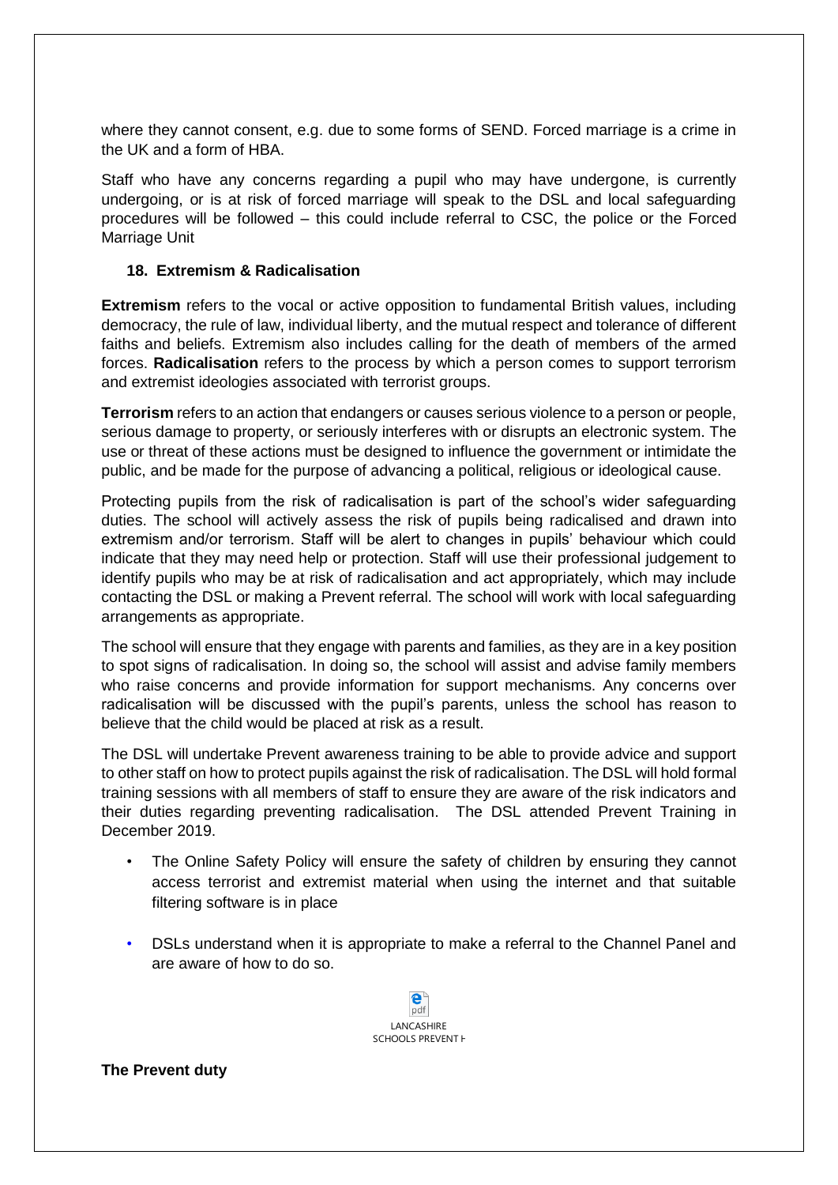where they cannot consent, e.g. due to some forms of SEND. Forced marriage is a crime in the UK and a form of HBA.

Staff who have any concerns regarding a pupil who may have undergone, is currently undergoing, or is at risk of forced marriage will speak to the DSL and local safeguarding procedures will be followed – this could include referral to CSC, the police or the Forced Marriage Unit

### 18. Extremism & Radicalisation

**Extremism** refers to the vocal or active opposition to fundamental British values, including democracy, the rule of law, individual liberty, and the mutual respect and tolerance of different faiths and beliefs. Extremism also includes calling for the death of members of the armed forces. **Radicalisation** refers to the process by which a person comes to support terrorism and extremist ideologies associated with terrorist groups.

**Terrorism** refers to an action that endangers or causes serious violence to a person or people, serious damage to property, or seriously interferes with or disrupts an electronic system. The use or threat of these actions must be designed to influence the government or intimidate the public, and be made for the purpose of advancing a political, religious or ideological cause.

Protecting pupils from the risk of radicalisation is part of the school's wider safeguarding duties. The school will actively assess the risk of pupils being radicalised and drawn into extremism and/or terrorism. Staff will be alert to changes in pupils' behaviour which could indicate that they may need help or protection. Staff will use their professional judgement to identify pupils who may be at risk of radicalisation and act appropriately, which may include contacting the DSL or making a Prevent referral. The school will work with local safeguarding arrangements as appropriate.

The school will ensure that they engage with parents and families, as they are in a key position to spot signs of radicalisation. In doing so, the school will assist and advise family members who raise concerns and provide information for support mechanisms. Any concerns over radicalisation will be discussed with the pupil's parents, unless the school has reason to believe that the child would be placed at risk as a result.

The DSL will undertake Prevent awareness training to be able to provide advice and support to other staff on how to protect pupils against the risk of radicalisation. The DSL will hold formal training sessions with all members of staff to ensure they are aware of the risk indicators and their duties regarding preventing radicalisation. The DSL attended Prevent Training in December 2019.

- The Online Safety Policy will ensure the safety of children by ensuring they cannot access terrorist and extremist material when using the internet and that suitable filtering software is in place
- DSLs understand when it is appropriate to make a referral to the Channel Panel and are aware of how to do so.

LANCASHIRE SCHOOLS PREVENT H

**The Prevent duty**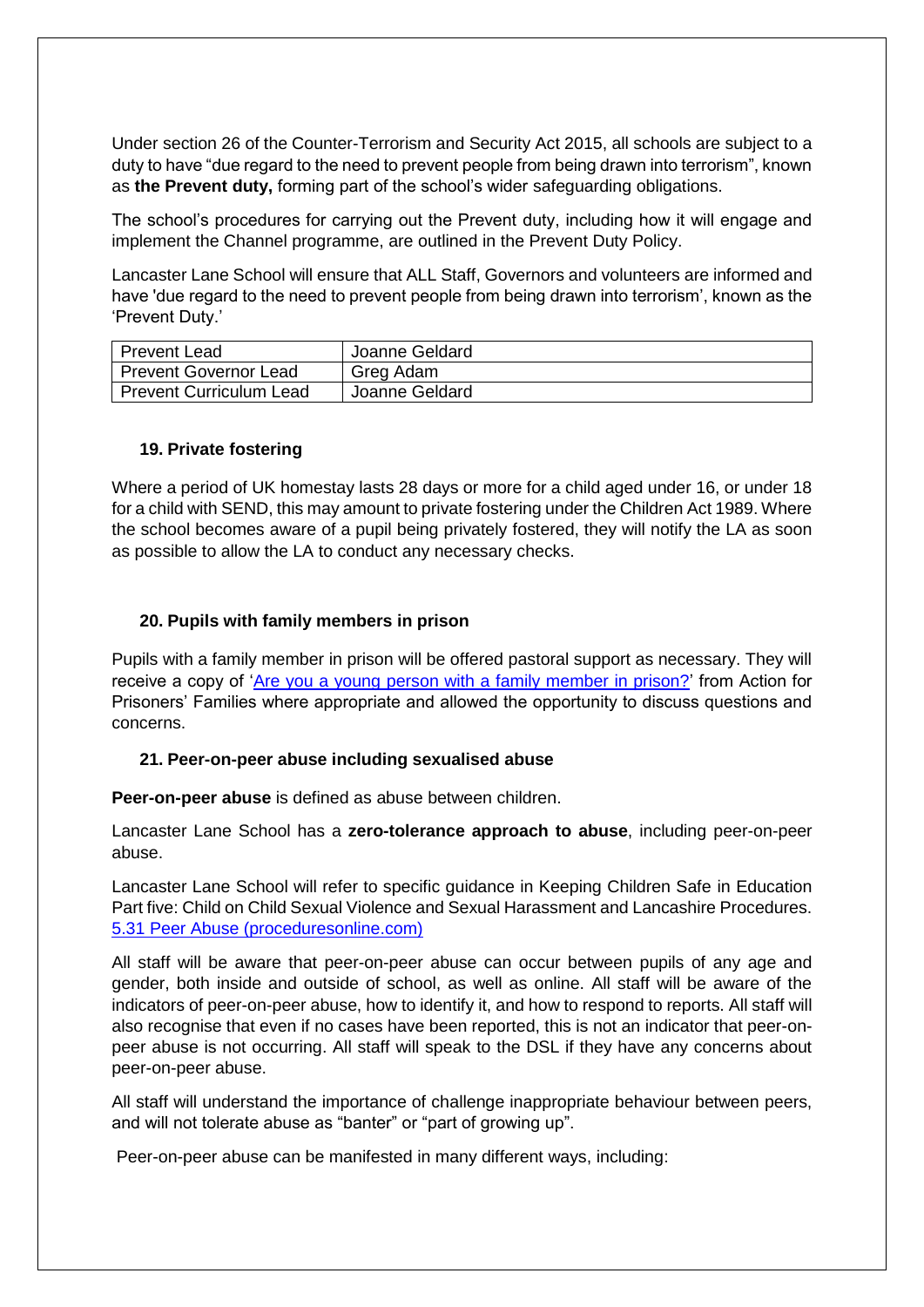Under section 26 of the Counter-Terrorism and Security Act 2015, all schools are subject to a duty to have "due regard to the need to prevent people from being drawn into terrorism", known as **the Prevent duty,** forming part of the school's wider safeguarding obligations.

The school's procedures for carrying out the Prevent duty, including how it will engage and implement the Channel programme, are outlined in the Prevent Duty Policy.

Lancaster Lane School will ensure that ALL Staff, Governors and volunteers are informed and have 'due regard to the need to prevent people from being drawn into terrorism', known as the 'Prevent Duty.'

| Prevent Lead | Joanne Geldard |
|---|---|
| Prevent Governor Lead | Greg Adam |
| Prevent Curriculum Lead | Joanne Geldard |

### 19. Private fostering

Where a period of UK homestay lasts 28 days or more for a child aged under 16, or under 18 for a child with SEND, this may amount to private fostering under the Children Act 1989. Where the school becomes aware of a pupil being privately fostered, they will notify the LA as soon as possible to allow the LA to conduct any necessary checks.

### 20. Pupils with family members in prison

Pupils with a family member in prison will be offered pastoral support as necessary. They will receive a copy of '[Are you a young person with a family member in prison?](Are you a young person with a family member in prison?)' from Action for Prisoners' Families where appropriate and allowed the opportunity to discuss questions and concerns.

### 21. Peer-on-peer abuse including sexualised abuse

**Peer-on-peer abuse** is defined as abuse between children.

Lancaster Lane School has a **zero-tolerance approach to abuse**, including peer-on-peer abuse.

Lancaster Lane School will refer to specific guidance in Keeping Children Safe in Education Part five: Child on Child Sexual Violence and Sexual Harassment and Lancashire Procedures. [5.31 Peer Abuse (proceduresonline.com)](5.31 Peer Abuse (proceduresonline.com))

All staff will be aware that peer-on-peer abuse can occur between pupils of any age and gender, both inside and outside of school, as well as online. All staff will be aware of the indicators of peer-on-peer abuse, how to identify it, and how to respond to reports. All staff will also recognise that even if no cases have been reported, this is not an indicator that peer-on-peer abuse is not occurring. All staff will speak to the DSL if they have any concerns about peer-on-peer abuse.

All staff will understand the importance of challenge inappropriate behaviour between peers, and will not tolerate abuse as "banter" or "part of growing up".

Peer-on-peer abuse can be manifested in many different ways, including: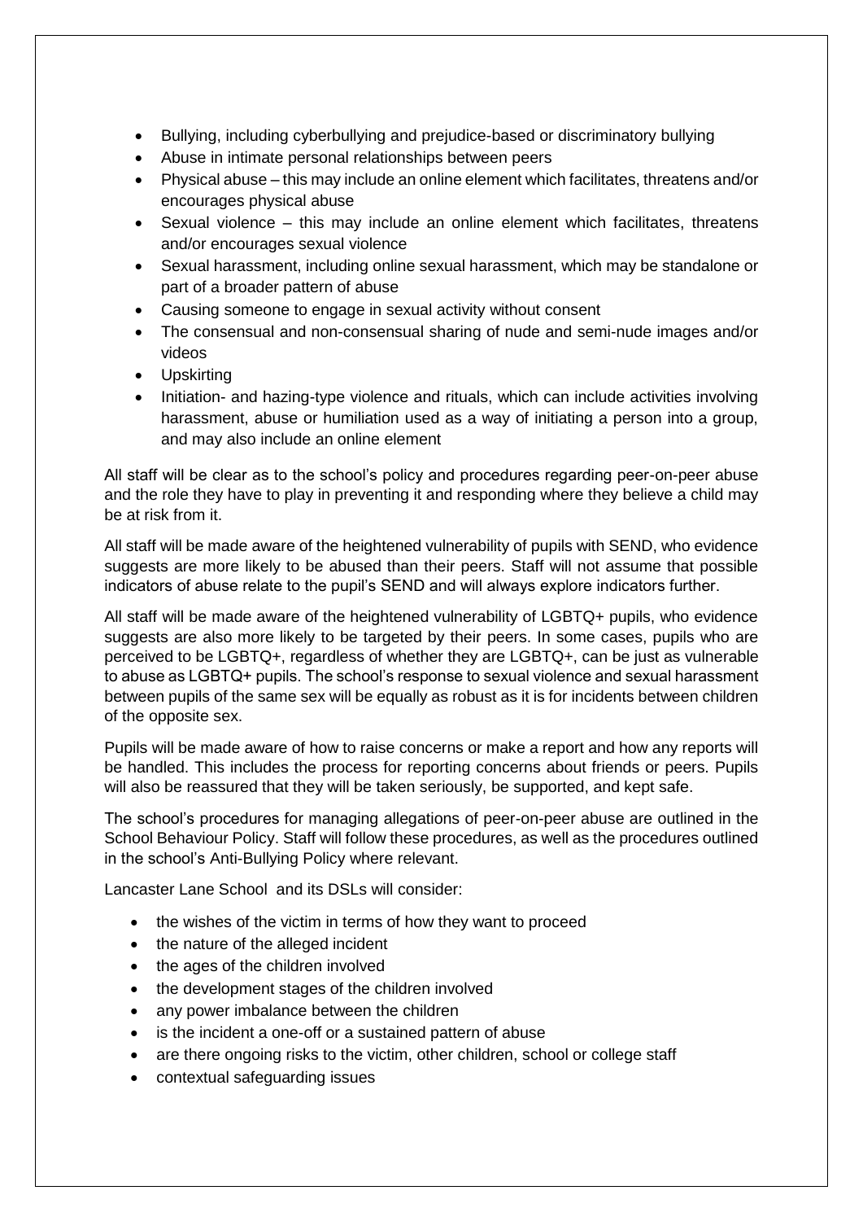- Bullying, including cyberbullying and prejudice-based or discriminatory bullying
- Abuse in intimate personal relationships between peers
- Physical abuse – this may include an online element which facilitates, threatens and/or encourages physical abuse
- Sexual violence – this may include an online element which facilitates, threatens and/or encourages sexual violence
- Sexual harassment, including online sexual harassment, which may be standalone or part of a broader pattern of abuse
- Causing someone to engage in sexual activity without consent
- The consensual and non-consensual sharing of nude and semi-nude images and/or videos
- Upskirting
- Initiation- and hazing-type violence and rituals, which can include activities involving harassment, abuse or humiliation used as a way of initiating a person into a group, and may also include an online element

All staff will be clear as to the school's policy and procedures regarding peer-on-peer abuse and the role they have to play in preventing it and responding where they believe a child may be at risk from it.

All staff will be made aware of the heightened vulnerability of pupils with SEND, who evidence suggests are more likely to be abused than their peers. Staff will not assume that possible indicators of abuse relate to the pupil's SEND and will always explore indicators further.

All staff will be made aware of the heightened vulnerability of LGBTQ+ pupils, who evidence suggests are also more likely to be targeted by their peers. In some cases, pupils who are perceived to be LGBTQ+, regardless of whether they are LGBTQ+, can be just as vulnerable to abuse as LGBTQ+ pupils. The school's response to sexual violence and sexual harassment between pupils of the same sex will be equally as robust as it is for incidents between children of the opposite sex.

Pupils will be made aware of how to raise concerns or make a report and how any reports will be handled. This includes the process for reporting concerns about friends or peers. Pupils will also be reassured that they will be taken seriously, be supported, and kept safe.

The school's procedures for managing allegations of peer-on-peer abuse are outlined in the School Behaviour Policy. Staff will follow these procedures, as well as the procedures outlined in the school's Anti-Bullying Policy where relevant.

Lancaster Lane School and its DSLs will consider:

- the wishes of the victim in terms of how they want to proceed
- the nature of the alleged incident
- the ages of the children involved
- the development stages of the children involved
- any power imbalance between the children
- is the incident a one-off or a sustained pattern of abuse
- are there ongoing risks to the victim, other children, school or college staff
- contextual safeguarding issues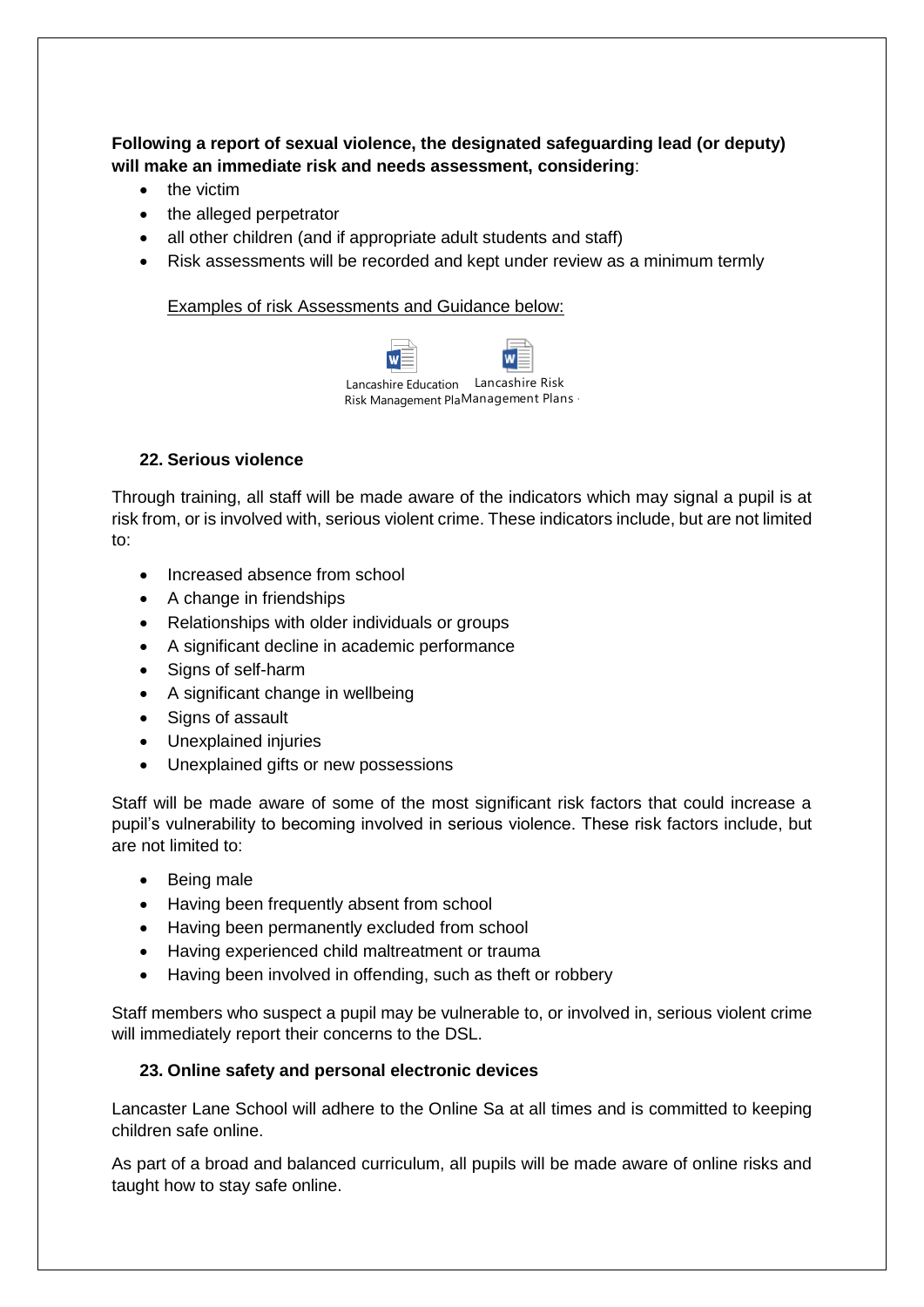**Following a report of sexual violence, the designated safeguarding lead (or deputy) will make an immediate risk and needs assessment, considering**:

- the victim
- the alleged perpetrator
- all other children (and if appropriate adult students and staff)
- Risk assessments will be recorded and kept under review as a minimum termly

Examples of risk Assessments and Guidance below:

Lancashire Education Risk Management Pla Lancashire Risk Management Plans

### 22. Serious violence

Through training, all staff will be made aware of the indicators which may signal a pupil is at risk from, or is involved with, serious violent crime. These indicators include, but are not limited to:

- Increased absence from school
- A change in friendships
- Relationships with older individuals or groups
- A significant decline in academic performance
- Signs of self-harm
- A significant change in wellbeing
- Signs of assault
- Unexplained injuries
- Unexplained gifts or new possessions

Staff will be made aware of some of the most significant risk factors that could increase a pupil's vulnerability to becoming involved in serious violence. These risk factors include, but are not limited to:

- Being male
- Having been frequently absent from school
- Having been permanently excluded from school
- Having experienced child maltreatment or trauma
- Having been involved in offending, such as theft or robbery

Staff members who suspect a pupil may be vulnerable to, or involved in, serious violent crime will immediately report their concerns to the DSL.

### 23. Online safety and personal electronic devices

Lancaster Lane School will adhere to the Online Sa at all times and is committed to keeping children safe online.

As part of a broad and balanced curriculum, all pupils will be made aware of online risks and taught how to stay safe online.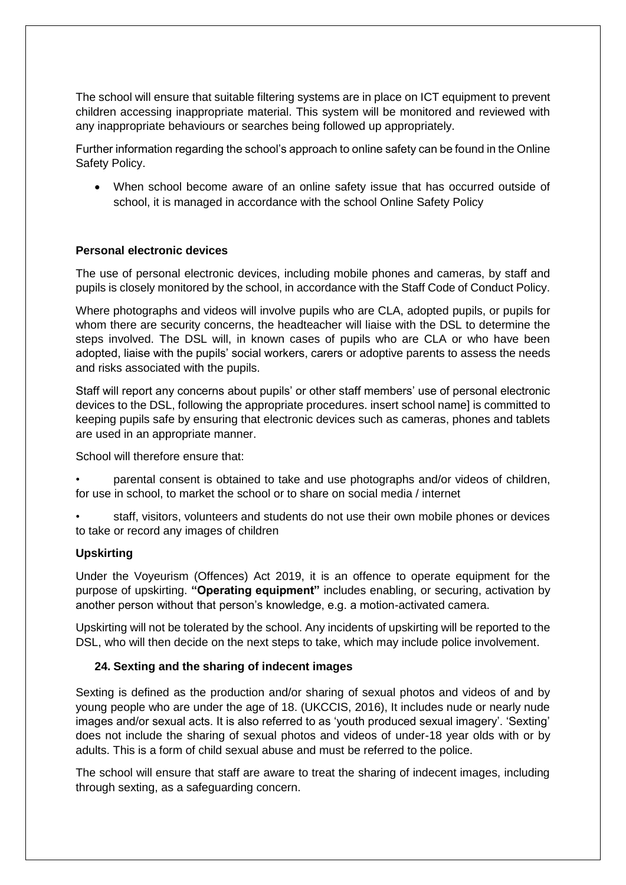The school will ensure that suitable filtering systems are in place on ICT equipment to prevent children accessing inappropriate material. This system will be monitored and reviewed with any inappropriate behaviours or searches being followed up appropriately.

Further information regarding the school's approach to online safety can be found in the Online Safety Policy.

- When school become aware of an online safety issue that has occurred outside of school, it is managed in accordance with the school Online Safety Policy

**Personal electronic devices**

The use of personal electronic devices, including mobile phones and cameras, by staff and pupils is closely monitored by the school, in accordance with the Staff Code of Conduct Policy.

Where photographs and videos will involve pupils who are CLA, adopted pupils, or pupils for whom there are security concerns, the headteacher will liaise with the DSL to determine the steps involved. The DSL will, in known cases of pupils who are CLA or who have been adopted, liaise with the pupils' social workers, carers or adoptive parents to assess the needs and risks associated with the pupils.

Staff will report any concerns about pupils' or other staff members' use of personal electronic devices to the DSL, following the appropriate procedures. insert school name] is committed to keeping pupils safe by ensuring that electronic devices such as cameras, phones and tablets are used in an appropriate manner.

School will therefore ensure that:

- parental consent is obtained to take and use photographs and/or videos of children, for use in school, to market the school or to share on social media / internet
- staff, visitors, volunteers and students do not use their own mobile phones or devices to take or record any images of children

**Upskirting**

Under the Voyeurism (Offences) Act 2019, it is an offence to operate equipment for the purpose of upskirting. **"Operating equipment"** includes enabling, or securing, activation by another person without that person's knowledge, e.g. a motion-activated camera.

Upskirting will not be tolerated by the school. Any incidents of upskirting will be reported to the DSL, who will then decide on the next steps to take, which may include police involvement.

### 24. Sexting and the sharing of indecent images

Sexting is defined as the production and/or sharing of sexual photos and videos of and by young people who are under the age of 18. (UKCCIS, 2016), It includes nude or nearly nude images and/or sexual acts. It is also referred to as 'youth produced sexual imagery'. 'Sexting' does not include the sharing of sexual photos and videos of under-18 year olds with or by adults. This is a form of child sexual abuse and must be referred to the police.

The school will ensure that staff are aware to treat the sharing of indecent images, including through sexting, as a safeguarding concern.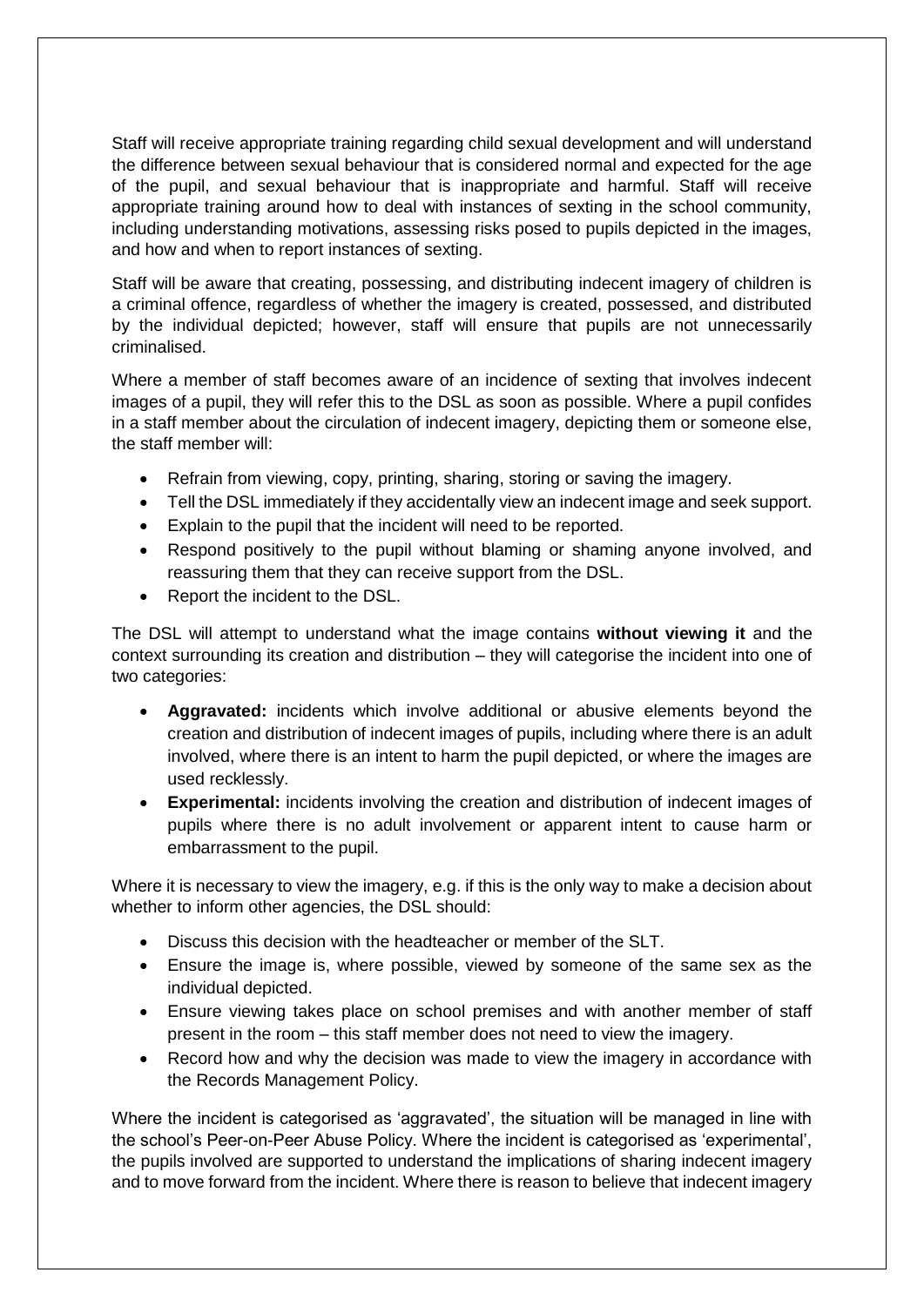Staff will receive appropriate training regarding child sexual development and will understand the difference between sexual behaviour that is considered normal and expected for the age of the pupil, and sexual behaviour that is inappropriate and harmful. Staff will receive appropriate training around how to deal with instances of sexting in the school community, including understanding motivations, assessing risks posed to pupils depicted in the images, and how and when to report instances of sexting.

Staff will be aware that creating, possessing, and distributing indecent imagery of children is a criminal offence, regardless of whether the imagery is created, possessed, and distributed by the individual depicted; however, staff will ensure that pupils are not unnecessarily criminalised.

Where a member of staff becomes aware of an incidence of sexting that involves indecent images of a pupil, they will refer this to the DSL as soon as possible. Where a pupil confides in a staff member about the circulation of indecent imagery, depicting them or someone else, the staff member will:

- Refrain from viewing, copy, printing, sharing, storing or saving the imagery.
- Tell the DSL immediately if they accidentally view an indecent image and seek support.
- Explain to the pupil that the incident will need to be reported.
- Respond positively to the pupil without blaming or shaming anyone involved, and reassuring them that they can receive support from the DSL.
- Report the incident to the DSL.

The DSL will attempt to understand what the image contains **without viewing it** and the context surrounding its creation and distribution – they will categorise the incident into one of two categories:

- **Aggravated:** incidents which involve additional or abusive elements beyond the creation and distribution of indecent images of pupils, including where there is an adult involved, where there is an intent to harm the pupil depicted, or where the images are used recklessly.
- **Experimental:** incidents involving the creation and distribution of indecent images of pupils where there is no adult involvement or apparent intent to cause harm or embarrassment to the pupil.

Where it is necessary to view the imagery, e.g. if this is the only way to make a decision about whether to inform other agencies, the DSL should:

- Discuss this decision with the headteacher or member of the SLT.
- Ensure the image is, where possible, viewed by someone of the same sex as the individual depicted.
- Ensure viewing takes place on school premises and with another member of staff present in the room – this staff member does not need to view the imagery.
- Record how and why the decision was made to view the imagery in accordance with the Records Management Policy.

Where the incident is categorised as 'aggravated', the situation will be managed in line with the school's Peer-on-Peer Abuse Policy. Where the incident is categorised as 'experimental', the pupils involved are supported to understand the implications of sharing indecent imagery and to move forward from the incident. Where there is reason to believe that indecent imagery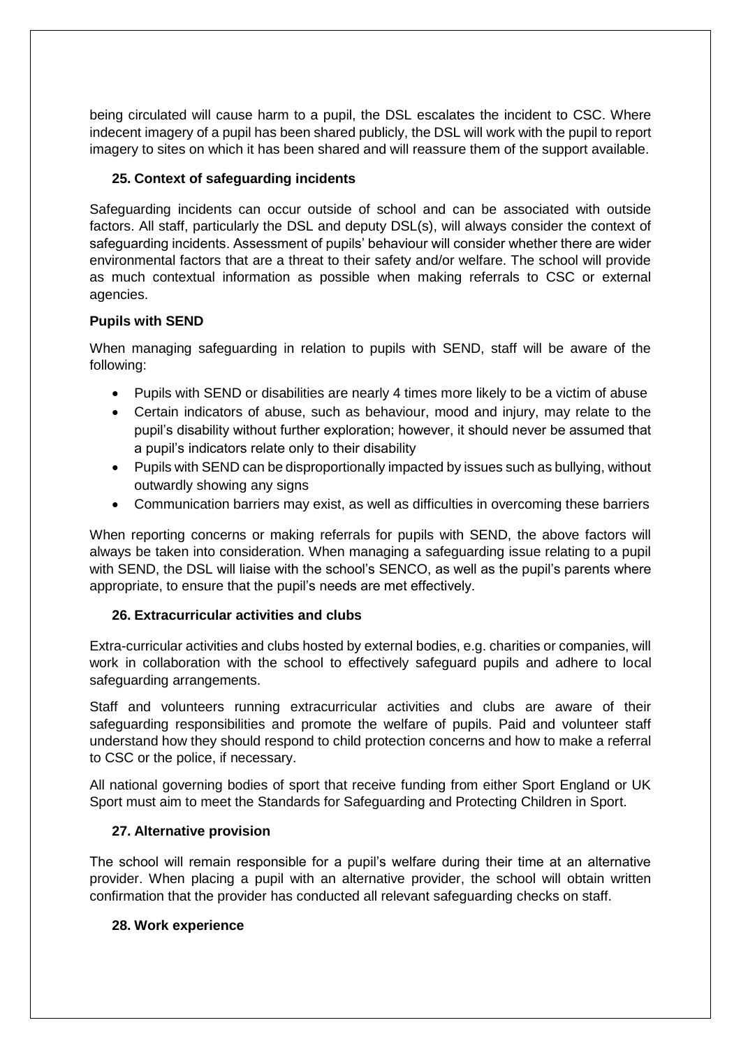being circulated will cause harm to a pupil, the DSL escalates the incident to CSC. Where indecent imagery of a pupil has been shared publicly, the DSL will work with the pupil to report imagery to sites on which it has been shared and will reassure them of the support available.

## 25. Context of safeguarding incidents

Safeguarding incidents can occur outside of school and can be associated with outside factors. All staff, particularly the DSL and deputy DSL(s), will always consider the context of safeguarding incidents. Assessment of pupils' behaviour will consider whether there are wider environmental factors that are a threat to their safety and/or welfare. The school will provide as much contextual information as possible when making referrals to CSC or external agencies.

### Pupils with SEND

When managing safeguarding in relation to pupils with SEND, staff will be aware of the following:

- Pupils with SEND or disabilities are nearly 4 times more likely to be a victim of abuse
- Certain indicators of abuse, such as behaviour, mood and injury, may relate to the pupil's disability without further exploration; however, it should never be assumed that a pupil's indicators relate only to their disability
- Pupils with SEND can be disproportionally impacted by issues such as bullying, without outwardly showing any signs
- Communication barriers may exist, as well as difficulties in overcoming these barriers

When reporting concerns or making referrals for pupils with SEND, the above factors will always be taken into consideration. When managing a safeguarding issue relating to a pupil with SEND, the DSL will liaise with the school's SENCO, as well as the pupil's parents where appropriate, to ensure that the pupil's needs are met effectively.

## 26. Extracurricular activities and clubs

Extra-curricular activities and clubs hosted by external bodies, e.g. charities or companies, will work in collaboration with the school to effectively safeguard pupils and adhere to local safeguarding arrangements.

Staff and volunteers running extracurricular activities and clubs are aware of their safeguarding responsibilities and promote the welfare of pupils. Paid and volunteer staff understand how they should respond to child protection concerns and how to make a referral to CSC or the police, if necessary.

All national governing bodies of sport that receive funding from either Sport England or UK Sport must aim to meet the Standards for Safeguarding and Protecting Children in Sport.

## 27. Alternative provision

The school will remain responsible for a pupil's welfare during their time at an alternative provider. When placing a pupil with an alternative provider, the school will obtain written confirmation that the provider has conducted all relevant safeguarding checks on staff.

## 28. Work experience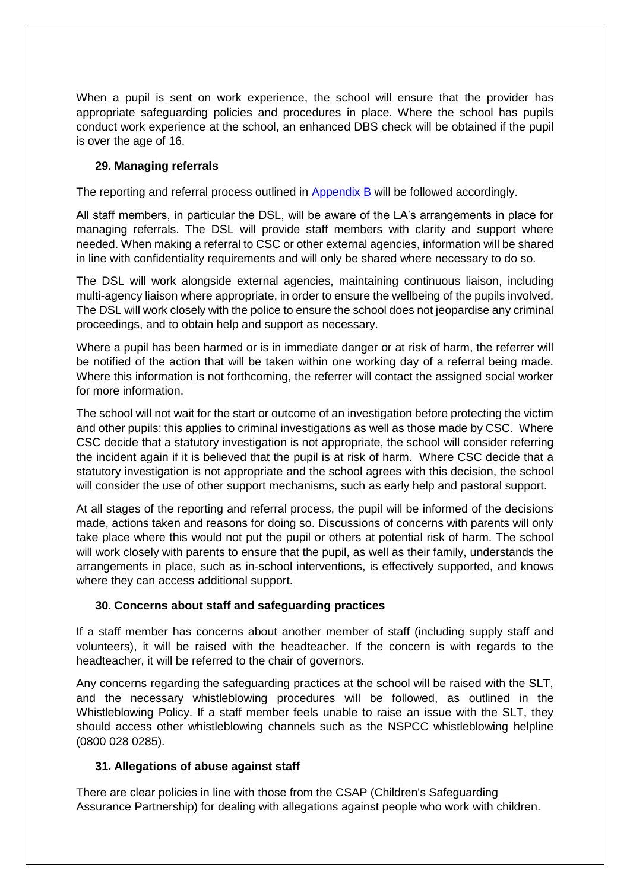When a pupil is sent on work experience, the school will ensure that the provider has appropriate safeguarding policies and procedures in place. Where the school has pupils conduct work experience at the school, an enhanced DBS check will be obtained if the pupil is over the age of 16.

### 29. Managing referrals

The reporting and referral process outlined in Appendix B will be followed accordingly.

All staff members, in particular the DSL, will be aware of the LA's arrangements in place for managing referrals. The DSL will provide staff members with clarity and support where needed. When making a referral to CSC or other external agencies, information will be shared in line with confidentiality requirements and will only be shared where necessary to do so.

The DSL will work alongside external agencies, maintaining continuous liaison, including multi-agency liaison where appropriate, in order to ensure the wellbeing of the pupils involved. The DSL will work closely with the police to ensure the school does not jeopardise any criminal proceedings, and to obtain help and support as necessary.

Where a pupil has been harmed or is in immediate danger or at risk of harm, the referrer will be notified of the action that will be taken within one working day of a referral being made. Where this information is not forthcoming, the referrer will contact the assigned social worker for more information.

The school will not wait for the start or outcome of an investigation before protecting the victim and other pupils: this applies to criminal investigations as well as those made by CSC. Where CSC decide that a statutory investigation is not appropriate, the school will consider referring the incident again if it is believed that the pupil is at risk of harm. Where CSC decide that a statutory investigation is not appropriate and the school agrees with this decision, the school will consider the use of other support mechanisms, such as early help and pastoral support.

At all stages of the reporting and referral process, the pupil will be informed of the decisions made, actions taken and reasons for doing so. Discussions of concerns with parents will only take place where this would not put the pupil or others at potential risk of harm. The school will work closely with parents to ensure that the pupil, as well as their family, understands the arrangements in place, such as in-school interventions, is effectively supported, and knows where they can access additional support.

### 30. Concerns about staff and safeguarding practices

If a staff member has concerns about another member of staff (including supply staff and volunteers), it will be raised with the headteacher. If the concern is with regards to the headteacher, it will be referred to the chair of governors.

Any concerns regarding the safeguarding practices at the school will be raised with the SLT, and the necessary whistleblowing procedures will be followed, as outlined in the Whistleblowing Policy. If a staff member feels unable to raise an issue with the SLT, they should access other whistleblowing channels such as the NSPCC whistleblowing helpline (0800 028 0285).

### 31. Allegations of abuse against staff

There are clear policies in line with those from the CSAP (Children's Safeguarding Assurance Partnership) for dealing with allegations against people who work with children.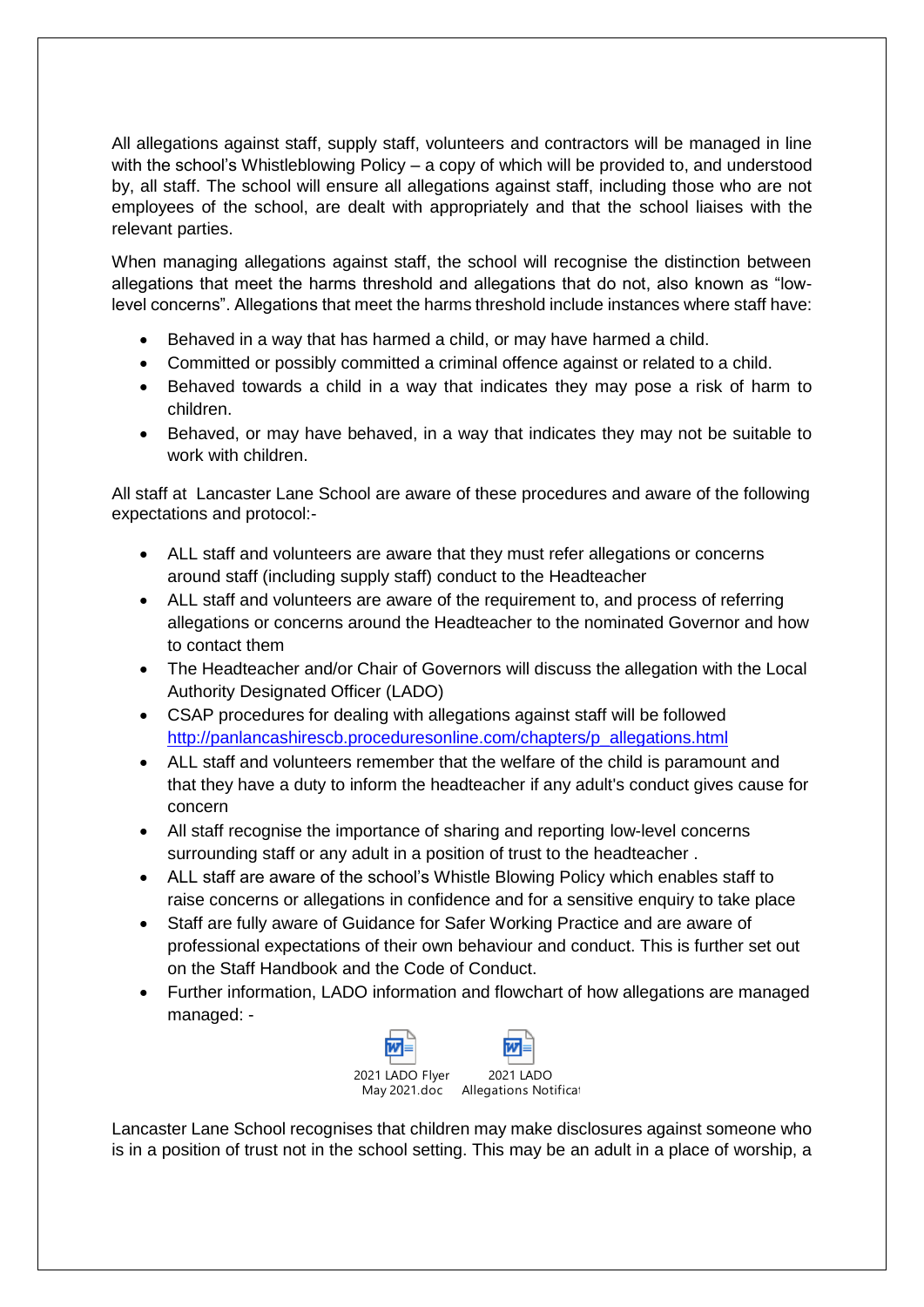All allegations against staff, supply staff, volunteers and contractors will be managed in line with the school's Whistleblowing Policy – a copy of which will be provided to, and understood by, all staff. The school will ensure all allegations against staff, including those who are not employees of the school, are dealt with appropriately and that the school liaises with the relevant parties.

When managing allegations against staff, the school will recognise the distinction between allegations that meet the harms threshold and allegations that do not, also known as "low-level concerns". Allegations that meet the harms threshold include instances where staff have:

- Behaved in a way that has harmed a child, or may have harmed a child.
- Committed or possibly committed a criminal offence against or related to a child.
- Behaved towards a child in a way that indicates they may pose a risk of harm to children.
- Behaved, or may have behaved, in a way that indicates they may not be suitable to work with children.

All staff at Lancaster Lane School are aware of these procedures and aware of the following expectations and protocol:-

- ALL staff and volunteers are aware that they must refer allegations or concerns around staff (including supply staff) conduct to the Headteacher
- ALL staff and volunteers are aware of the requirement to, and process of referring allegations or concerns around the Headteacher to the nominated Governor and how to contact them
- The Headteacher and/or Chair of Governors will discuss the allegation with the Local Authority Designated Officer (LADO)
- CSAP procedures for dealing with allegations against staff will be followed http://panlancashirescb.proceduresonline.com/chapters/p_allegations.html
- ALL staff and volunteers remember that the welfare of the child is paramount and that they have a duty to inform the headteacher if any adult's conduct gives cause for concern
- All staff recognise the importance of sharing and reporting low-level concerns surrounding staff or any adult in a position of trust to the headteacher .
- ALL staff are aware of the school's Whistle Blowing Policy which enables staff to raise concerns or allegations in confidence and for a sensitive enquiry to take place
- Staff are fully aware of Guidance for Safer Working Practice and are aware of professional expectations of their own behaviour and conduct. This is further set out on the Staff Handbook and the Code of Conduct.
- Further information, LADO information and flowchart of how allegations are managed managed: -

2021 LADO Flyer May 2021.doc    2021 LADO Allegations Notificat

Lancaster Lane School recognises that children may make disclosures against someone who is in a position of trust not in the school setting. This may be an adult in a place of worship, a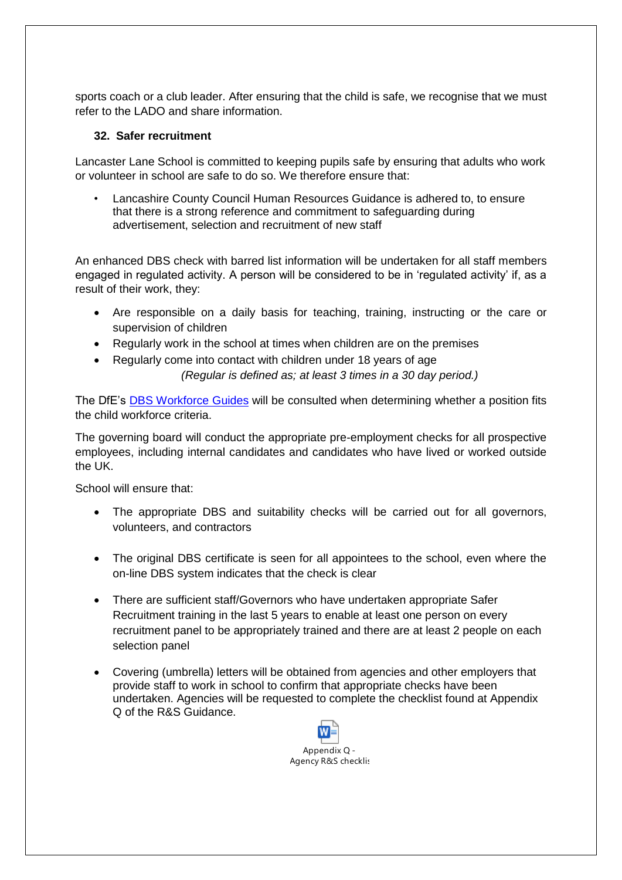sports coach or a club leader. After ensuring that the child is safe, we recognise that we must refer to the LADO and share information.

### 32. Safer recruitment

Lancaster Lane School is committed to keeping pupils safe by ensuring that adults who work or volunteer in school are safe to do so. We therefore ensure that:

- Lancashire County Council Human Resources Guidance is adhered to, to ensure that there is a strong reference and commitment to safeguarding during advertisement, selection and recruitment of new staff

An enhanced DBS check with barred list information will be undertaken for all staff members engaged in regulated activity. A person will be considered to be in 'regulated activity' if, as a result of their work, they:

- Are responsible on a daily basis for teaching, training, instructing or the care or supervision of children
- Regularly work in the school at times when children are on the premises
- Regularly come into contact with children under 18 years of age

*(Regular is defined as; at least 3 times in a 30 day period.)*

The DfE's DBS Workforce Guides will be consulted when determining whether a position fits the child workforce criteria.

The governing board will conduct the appropriate pre-employment checks for all prospective employees, including internal candidates and candidates who have lived or worked outside the UK.

School will ensure that:

- The appropriate DBS and suitability checks will be carried out for all governors, volunteers, and contractors
- The original DBS certificate is seen for all appointees to the school, even where the on-line DBS system indicates that the check is clear
- There are sufficient staff/Governors who have undertaken appropriate Safer Recruitment training in the last 5 years to enable at least one person on every recruitment panel to be appropriately trained and there are at least 2 people on each selection panel
- Covering (umbrella) letters will be obtained from agencies and other employers that provide staff to work in school to confirm that appropriate checks have been undertaken. Agencies will be requested to complete the checklist found at Appendix Q of the R&S Guidance.

Appendix Q - Agency R&S checklis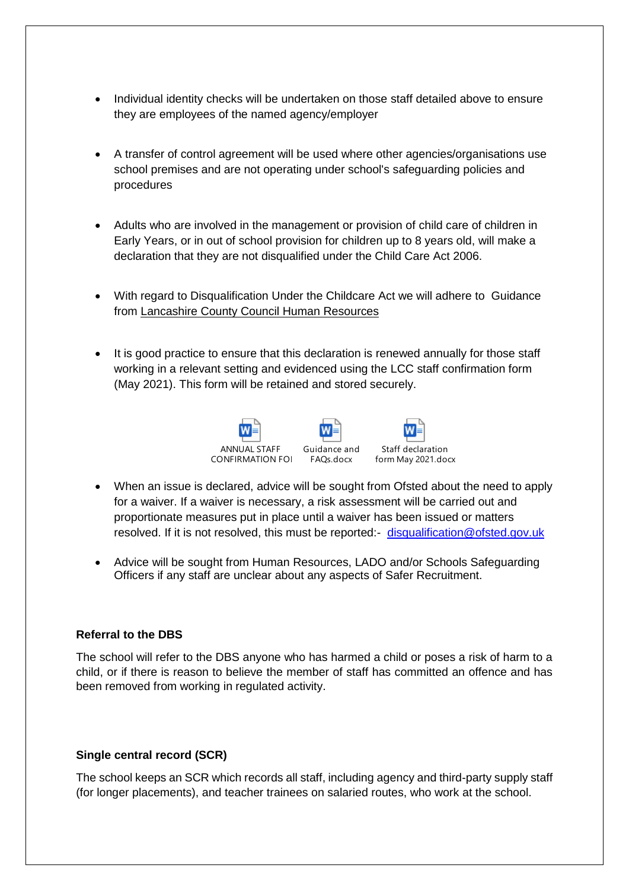- Individual identity checks will be undertaken on those staff detailed above to ensure they are employees of the named agency/employer

- A transfer of control agreement will be used where other agencies/organisations use school premises and are not operating under school's safeguarding policies and procedures

- Adults who are involved in the management or provision of child care of children in Early Years, or in out of school provision for children up to 8 years old, will make a declaration that they are not disqualified under the Child Care Act 2006.

- With regard to Disqualification Under the Childcare Act we will adhere to Guidance from Lancashire County Council Human Resources

- It is good practice to ensure that this declaration is renewed annually for those staff working in a relevant setting and evidenced using the LCC staff confirmation form (May 2021). This form will be retained and stored securely.

ANNUAL STAFF CONFIRMATION FOI &nbsp;&nbsp; Guidance and FAQs.docx &nbsp;&nbsp; Staff declaration form May 2021.docx

- When an issue is declared, advice will be sought from Ofsted about the need to apply for a waiver. If a waiver is necessary, a risk assessment will be carried out and proportionate measures put in place until a waiver has been issued or matters resolved. If it is not resolved, this must be reported:- disqualification@ofsted.gov.uk

- Advice will be sought from Human Resources, LADO and/or Schools Safeguarding Officers if any staff are unclear about any aspects of Safer Recruitment.

**Referral to the DBS**

The school will refer to the DBS anyone who has harmed a child or poses a risk of harm to a child, or if there is reason to believe the member of staff has committed an offence and has been removed from working in regulated activity.

**Single central record (SCR)**

The school keeps an SCR which records all staff, including agency and third-party supply staff (for longer placements), and teacher trainees on salaried routes, who work at the school.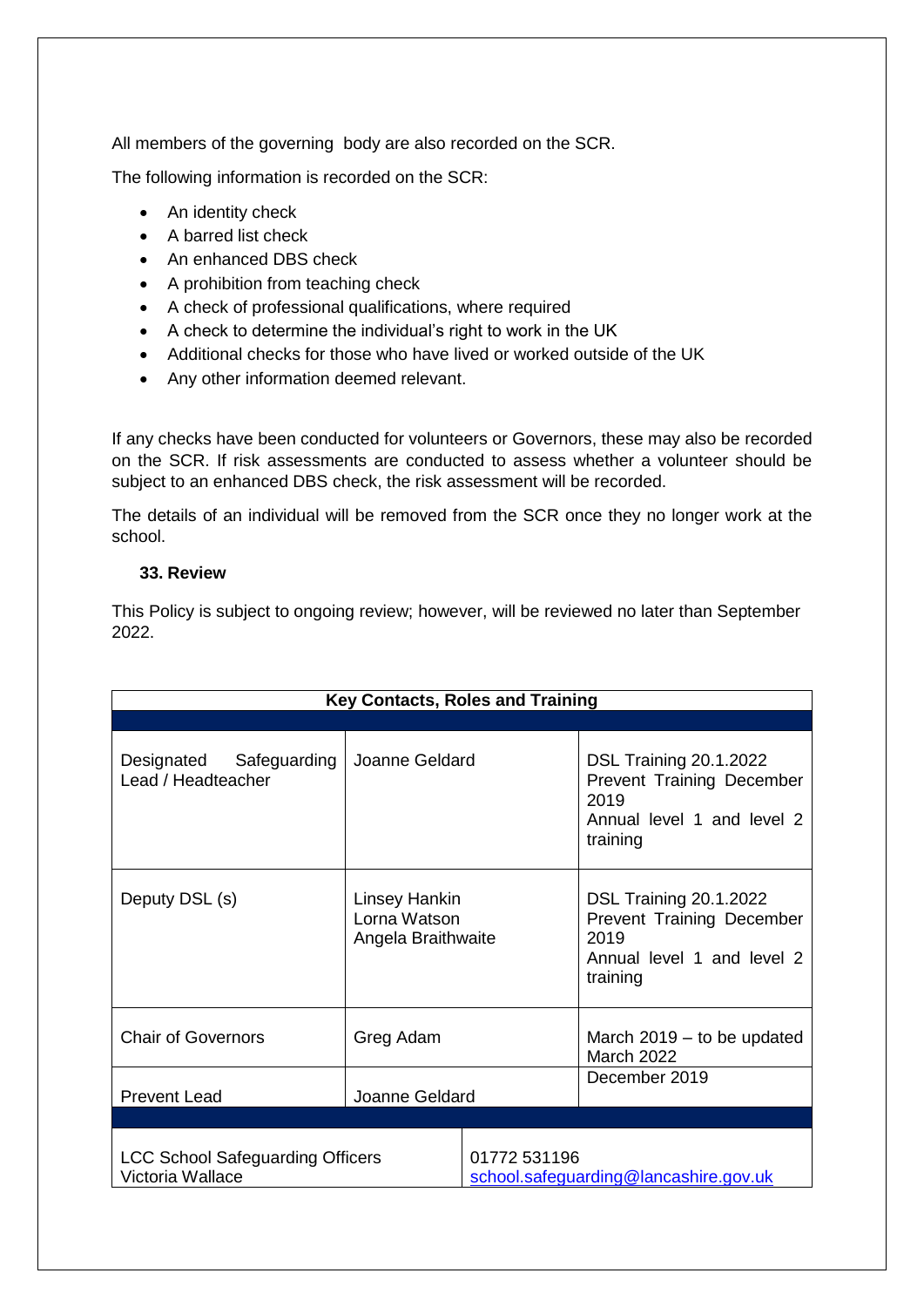All members of the governing body are also recorded on the SCR.

The following information is recorded on the SCR:

- An identity check
- A barred list check
- An enhanced DBS check
- A prohibition from teaching check
- A check of professional qualifications, where required
- A check to determine the individual's right to work in the UK
- Additional checks for those who have lived or worked outside of the UK
- Any other information deemed relevant.

If any checks have been conducted for volunteers or Governors, these may also be recorded on the SCR. If risk assessments are conducted to assess whether a volunteer should be subject to an enhanced DBS check, the risk assessment will be recorded.

The details of an individual will be removed from the SCR once they no longer work at the school.

### 33. Review

This Policy is subject to ongoing review; however, will be reviewed no later than September 2022.

| Key Contacts, Roles and Training | | |
|---|---|---|
| Designated Safeguarding Lead / Headteacher | Joanne Geldard | DSL Training 20.1.2022<br>Prevent Training December 2019<br>Annual level 1 and level 2 training |
| Deputy DSL (s) | Linsey Hankin<br>Lorna Watson<br>Angela Braithwaite | DSL Training 20.1.2022<br>Prevent Training December 2019<br>Annual level 1 and level 2 training |
| Chair of Governors | Greg Adam | March 2019 – to be updated March 2022 |
| Prevent Lead | Joanne Geldard | December 2019 |
| LCC School Safeguarding Officers<br>Victoria Wallace | 01772 531196<br>school.safeguarding@lancashire.gov.uk | |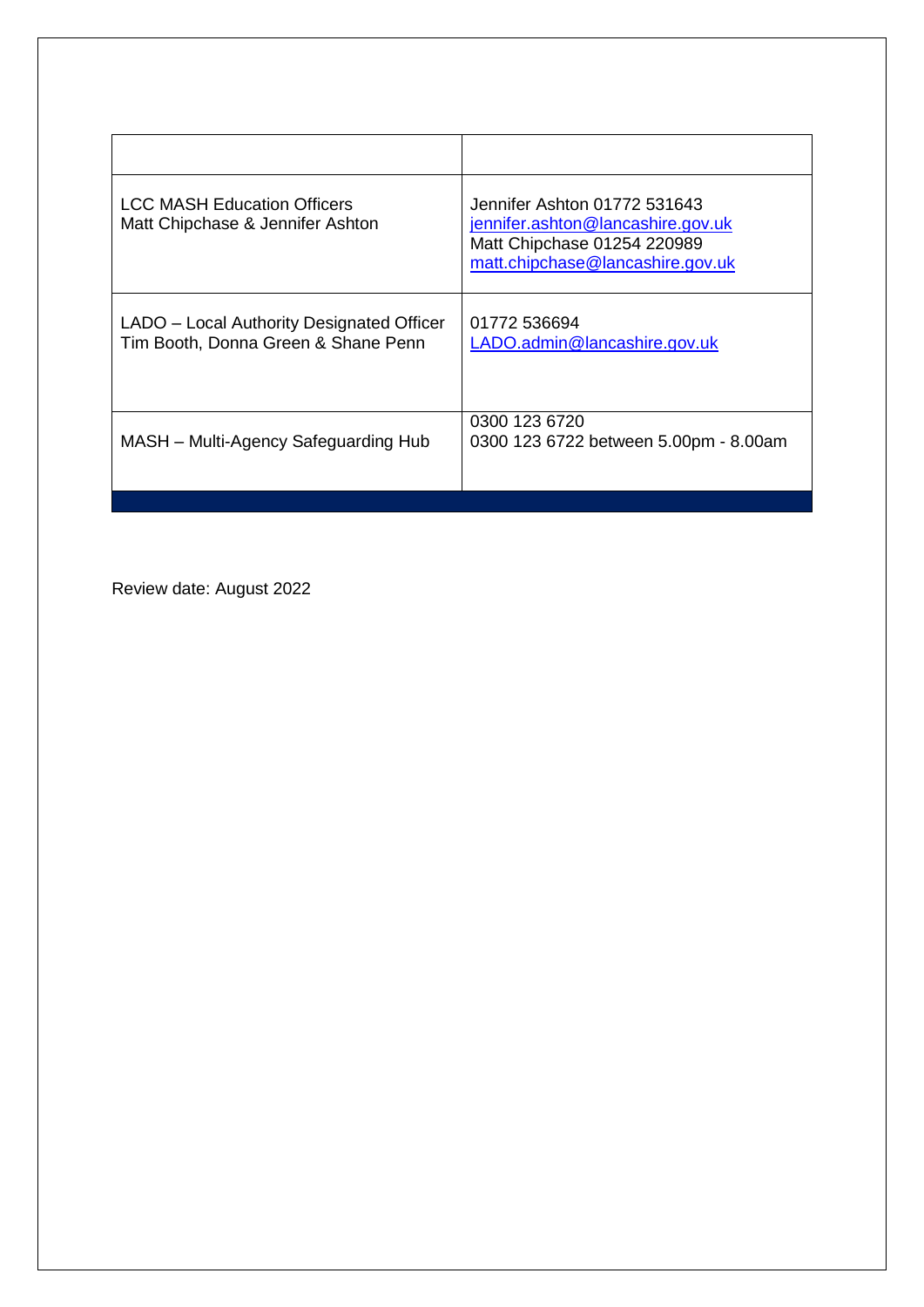| | |
|---|---|
| LCC MASH Education Officers<br>Matt Chipchase & Jennifer Ashton | Jennifer Ashton 01772 531643<br>jennifer.ashton@lancashire.gov.uk<br>Matt Chipchase 01254 220989<br>matt.chipchase@lancashire.gov.uk |
| LADO – Local Authority Designated Officer<br>Tim Booth, Donna Green & Shane Penn | 01772 536694<br>LADO.admin@lancashire.gov.uk |
| MASH – Multi-Agency Safeguarding Hub | 0300 123 6720<br>0300 123 6722 between 5.00pm - 8.00am |

Review date: August 2022